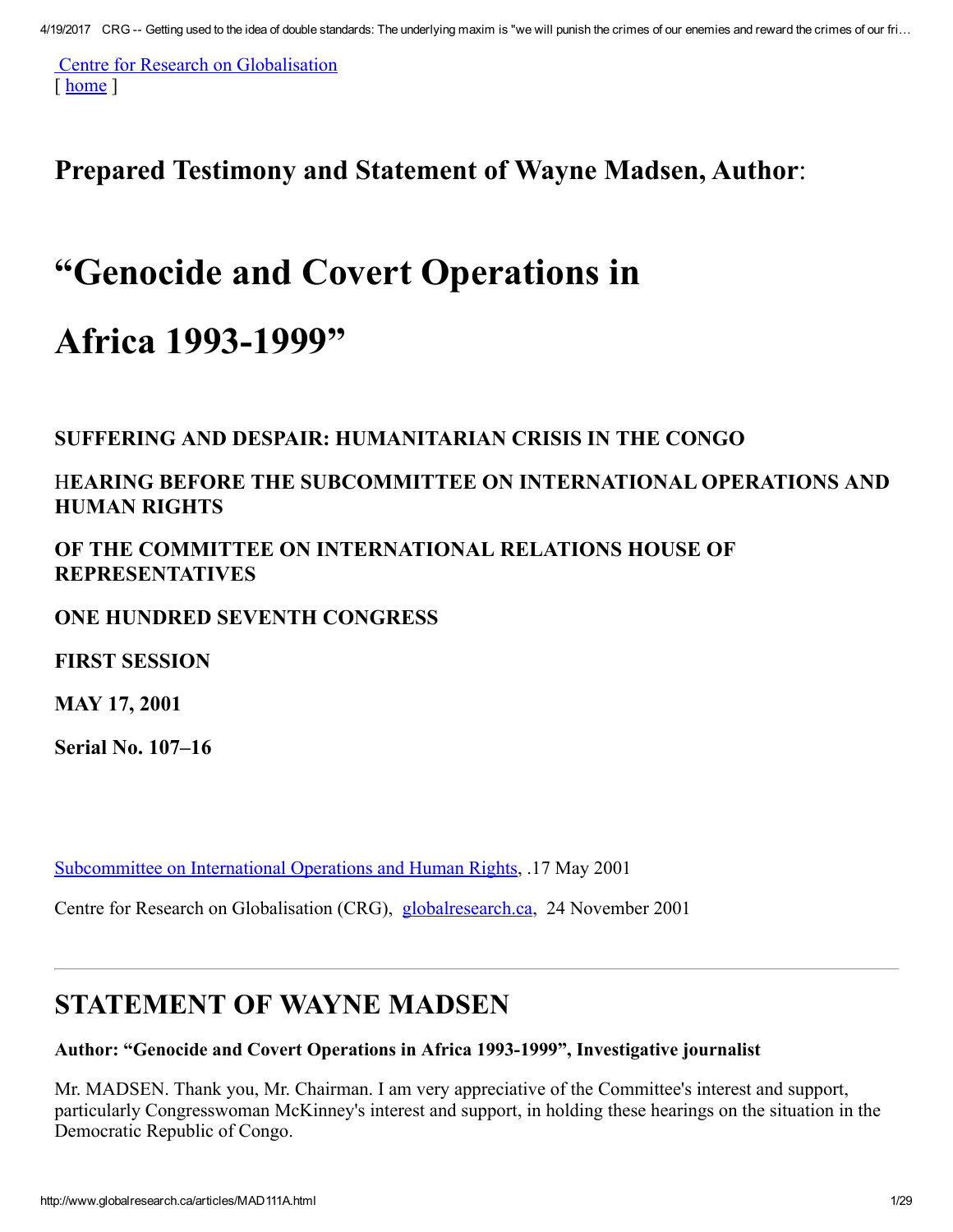Centre for Research on Globalisation
[ home ]

## Prepared Testimony and Statement of Wayne Madsen, Author:

# "Genocide and Covert Operations in Africa 1993-1999"

### SUFFERING AND DESPAIR: HUMANITARIAN CRISIS IN THE CONGO

### HEARING BEFORE THE SUBCOMMITTEE ON INTERNATIONAL OPERATIONS AND HUMAN RIGHTS

### OF THE COMMITTEE ON INTERNATIONAL RELATIONS HOUSE OF REPRESENTATIVES

### ONE HUNDRED SEVENTH CONGRESS

### FIRST SESSION

### MAY 17, 2001

### Serial No. 107–16

Subcommittee on International Operations and Human Rights, .17 May 2001

Centre for Research on Globalisation (CRG), globalresearch.ca, 24 November 2001

---

## STATEMENT OF WAYNE MADSEN

**Author: "Genocide and Covert Operations in Africa 1993-1999", Investigative journalist**

Mr. MADSEN. Thank you, Mr. Chairman. I am very appreciative of the Committee's interest and support, particularly Congresswoman McKinney's interest and support, in holding these hearings on the situation in the Democratic Republic of Congo.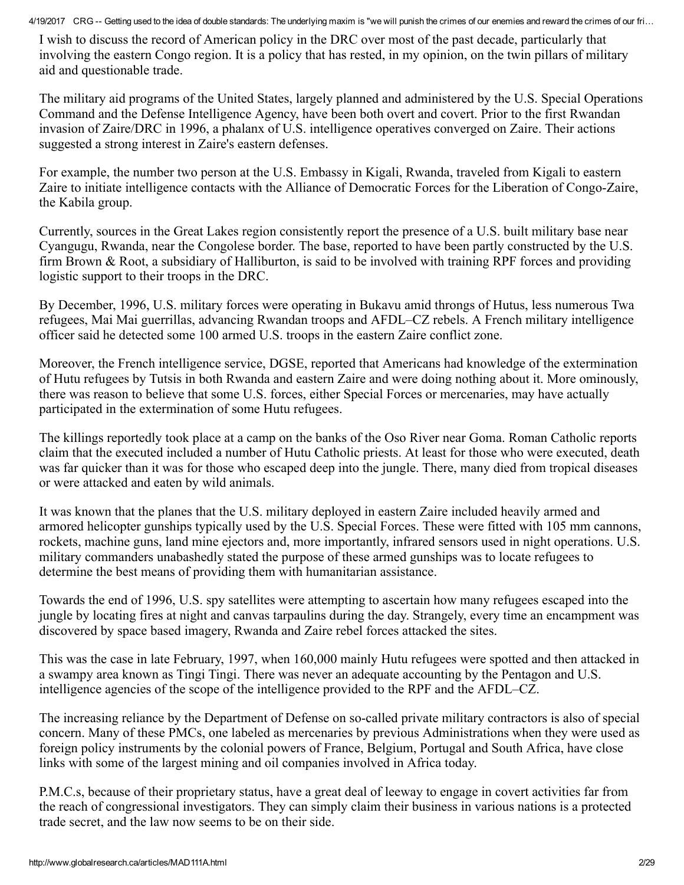I wish to discuss the record of American policy in the DRC over most of the past decade, particularly that involving the eastern Congo region. It is a policy that has rested, in my opinion, on the twin pillars of military aid and questionable trade.

The military aid programs of the United States, largely planned and administered by the U.S. Special Operations Command and the Defense Intelligence Agency, have been both overt and covert. Prior to the first Rwandan invasion of Zaire/DRC in 1996, a phalanx of U.S. intelligence operatives converged on Zaire. Their actions suggested a strong interest in Zaire's eastern defenses.

For example, the number two person at the U.S. Embassy in Kigali, Rwanda, traveled from Kigali to eastern Zaire to initiate intelligence contacts with the Alliance of Democratic Forces for the Liberation of Congo-Zaire, the Kabila group.

Currently, sources in the Great Lakes region consistently report the presence of a U.S. built military base near Cyangugu, Rwanda, near the Congolese border. The base, reported to have been partly constructed by the U.S. firm Brown & Root, a subsidiary of Halliburton, is said to be involved with training RPF forces and providing logistic support to their troops in the DRC.

By December, 1996, U.S. military forces were operating in Bukavu amid throngs of Hutus, less numerous Twa refugees, Mai Mai guerrillas, advancing Rwandan troops and AFDL–CZ rebels. A French military intelligence officer said he detected some 100 armed U.S. troops in the eastern Zaire conflict zone.

Moreover, the French intelligence service, DGSE, reported that Americans had knowledge of the extermination of Hutu refugees by Tutsis in both Rwanda and eastern Zaire and were doing nothing about it. More ominously, there was reason to believe that some U.S. forces, either Special Forces or mercenaries, may have actually participated in the extermination of some Hutu refugees.

The killings reportedly took place at a camp on the banks of the Oso River near Goma. Roman Catholic reports claim that the executed included a number of Hutu Catholic priests. At least for those who were executed, death was far quicker than it was for those who escaped deep into the jungle. There, many died from tropical diseases or were attacked and eaten by wild animals.

It was known that the planes that the U.S. military deployed in eastern Zaire included heavily armed and armored helicopter gunships typically used by the U.S. Special Forces. These were fitted with 105 mm cannons, rockets, machine guns, land mine ejectors and, more importantly, infrared sensors used in night operations. U.S. military commanders unabashedly stated the purpose of these armed gunships was to locate refugees to determine the best means of providing them with humanitarian assistance.

Towards the end of 1996, U.S. spy satellites were attempting to ascertain how many refugees escaped into the jungle by locating fires at night and canvas tarpaulins during the day. Strangely, every time an encampment was discovered by space based imagery, Rwanda and Zaire rebel forces attacked the sites.

This was the case in late February, 1997, when 160,000 mainly Hutu refugees were spotted and then attacked in a swampy area known as Tingi Tingi. There was never an adequate accounting by the Pentagon and U.S. intelligence agencies of the scope of the intelligence provided to the RPF and the AFDL–CZ.

The increasing reliance by the Department of Defense on so-called private military contractors is also of special concern. Many of these PMCs, one labeled as mercenaries by previous Administrations when they were used as foreign policy instruments by the colonial powers of France, Belgium, Portugal and South Africa, have close links with some of the largest mining and oil companies involved in Africa today.

P.M.C.s, because of their proprietary status, have a great deal of leeway to engage in covert activities far from the reach of congressional investigators. They can simply claim their business in various nations is a protected trade secret, and the law now seems to be on their side.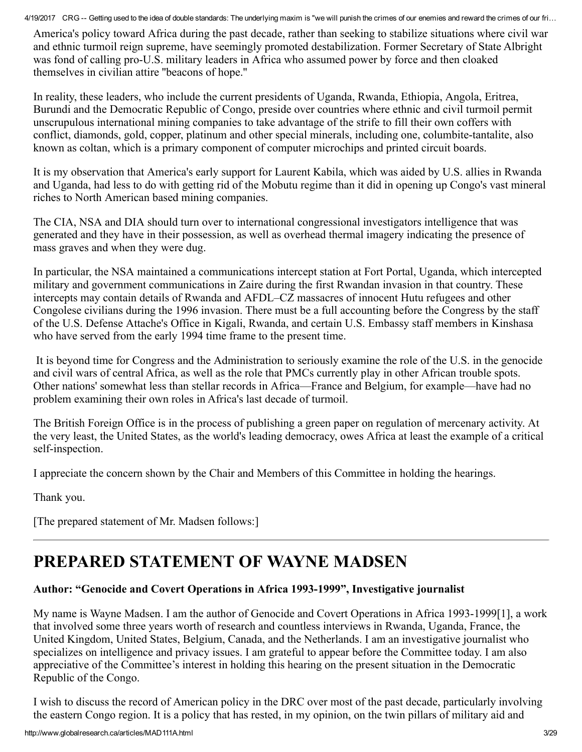America's policy toward Africa during the past decade, rather than seeking to stabilize situations where civil war and ethnic turmoil reign supreme, have seemingly promoted destabilization. Former Secretary of State Albright was fond of calling pro-U.S. military leaders in Africa who assumed power by force and then cloaked themselves in civilian attire "beacons of hope."

In reality, these leaders, who include the current presidents of Uganda, Rwanda, Ethiopia, Angola, Eritrea, Burundi and the Democratic Republic of Congo, preside over countries where ethnic and civil turmoil permit unscrupulous international mining companies to take advantage of the strife to fill their own coffers with conflict, diamonds, gold, copper, platinum and other special minerals, including one, columbite-tantalite, also known as coltan, which is a primary component of computer microchips and printed circuit boards.

It is my observation that America's early support for Laurent Kabila, which was aided by U.S. allies in Rwanda and Uganda, had less to do with getting rid of the Mobutu regime than it did in opening up Congo's vast mineral riches to North American based mining companies.

The CIA, NSA and DIA should turn over to international congressional investigators intelligence that was generated and they have in their possession, as well as overhead thermal imagery indicating the presence of mass graves and when they were dug.

In particular, the NSA maintained a communications intercept station at Fort Portal, Uganda, which intercepted military and government communications in Zaire during the first Rwandan invasion in that country. These intercepts may contain details of Rwanda and AFDL–CZ massacres of innocent Hutu refugees and other Congolese civilians during the 1996 invasion. There must be a full accounting before the Congress by the staff of the U.S. Defense Attache's Office in Kigali, Rwanda, and certain U.S. Embassy staff members in Kinshasa who have served from the early 1994 time frame to the present time.

It is beyond time for Congress and the Administration to seriously examine the role of the U.S. in the genocide and civil wars of central Africa, as well as the role that PMCs currently play in other African trouble spots. Other nations' somewhat less than stellar records in Africa—France and Belgium, for example—have had no problem examining their own roles in Africa's last decade of turmoil.

The British Foreign Office is in the process of publishing a green paper on regulation of mercenary activity. At the very least, the United States, as the world's leading democracy, owes Africa at least the example of a critical self-inspection.

I appreciate the concern shown by the Chair and Members of this Committee in holding the hearings.

Thank you.

[The prepared statement of Mr. Madsen follows:]

---

# PREPARED STATEMENT OF WAYNE MADSEN

**Author: "Genocide and Covert Operations in Africa 1993-1999", Investigative journalist**

My name is Wayne Madsen. I am the author of Genocide and Covert Operations in Africa 1993-1999[1], a work that involved some three years worth of research and countless interviews in Rwanda, Uganda, France, the United Kingdom, United States, Belgium, Canada, and the Netherlands. I am an investigative journalist who specializes on intelligence and privacy issues. I am grateful to appear before the Committee today. I am also appreciative of the Committee's interest in holding this hearing on the present situation in the Democratic Republic of the Congo.

I wish to discuss the record of American policy in the DRC over most of the past decade, particularly involving the eastern Congo region. It is a policy that has rested, in my opinion, on the twin pillars of military aid and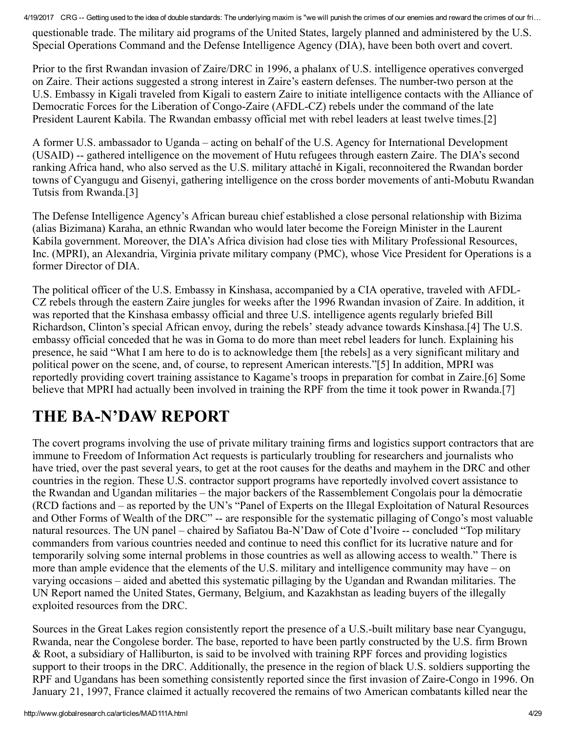questionable trade. The military aid programs of the United States, largely planned and administered by the U.S. Special Operations Command and the Defense Intelligence Agency (DIA), have been both overt and covert.

Prior to the first Rwandan invasion of Zaire/DRC in 1996, a phalanx of U.S. intelligence operatives converged on Zaire. Their actions suggested a strong interest in Zaire's eastern defenses. The number-two person at the U.S. Embassy in Kigali traveled from Kigali to eastern Zaire to initiate intelligence contacts with the Alliance of Democratic Forces for the Liberation of Congo-Zaire (AFDL-CZ) rebels under the command of the late President Laurent Kabila. The Rwandan embassy official met with rebel leaders at least twelve times.[2]

A former U.S. ambassador to Uganda – acting on behalf of the U.S. Agency for International Development (USAID) -- gathered intelligence on the movement of Hutu refugees through eastern Zaire. The DIA's second ranking Africa hand, who also served as the U.S. military attaché in Kigali, reconnoitered the Rwandan border towns of Cyangugu and Gisenyi, gathering intelligence on the cross border movements of anti-Mobutu Rwandan Tutsis from Rwanda.[3]

The Defense Intelligence Agency's African bureau chief established a close personal relationship with Bizima (alias Bizimana) Karaha, an ethnic Rwandan who would later become the Foreign Minister in the Laurent Kabila government. Moreover, the DIA's Africa division had close ties with Military Professional Resources, Inc. (MPRI), an Alexandria, Virginia private military company (PMC), whose Vice President for Operations is a former Director of DIA.

The political officer of the U.S. Embassy in Kinshasa, accompanied by a CIA operative, traveled with AFDL-CZ rebels through the eastern Zaire jungles for weeks after the 1996 Rwandan invasion of Zaire. In addition, it was reported that the Kinshasa embassy official and three U.S. intelligence agents regularly briefed Bill Richardson, Clinton's special African envoy, during the rebels' steady advance towards Kinshasa.[4] The U.S. embassy official conceded that he was in Goma to do more than meet rebel leaders for lunch. Explaining his presence, he said "What I am here to do is to acknowledge them [the rebels] as a very significant military and political power on the scene, and, of course, to represent American interests."[5] In addition, MPRI was reportedly providing covert training assistance to Kagame's troops in preparation for combat in Zaire.[6] Some believe that MPRI had actually been involved in training the RPF from the time it took power in Rwanda.[7]

# THE BA-N'DAW REPORT

The covert programs involving the use of private military training firms and logistics support contractors that are immune to Freedom of Information Act requests is particularly troubling for researchers and journalists who have tried, over the past several years, to get at the root causes for the deaths and mayhem in the DRC and other countries in the region. These U.S. contractor support programs have reportedly involved covert assistance to the Rwandan and Ugandan militaries – the major backers of the Rassemblement Congolais pour la démocratie (RCD factions and – as reported by the UN's "Panel of Experts on the Illegal Exploitation of Natural Resources and Other Forms of Wealth of the DRC" -- are responsible for the systematic pillaging of Congo's most valuable natural resources. The UN panel – chaired by Safiatou Ba-N'Daw of Cote d'Ivoire -- concluded "Top military commanders from various countries needed and continue to need this conflict for its lucrative nature and for temporarily solving some internal problems in those countries as well as allowing access to wealth." There is more than ample evidence that the elements of the U.S. military and intelligence community may have – on varying occasions – aided and abetted this systematic pillaging by the Ugandan and Rwandan militaries. The UN Report named the United States, Germany, Belgium, and Kazakhstan as leading buyers of the illegally exploited resources from the DRC.

Sources in the Great Lakes region consistently report the presence of a U.S.-built military base near Cyangugu, Rwanda, near the Congolese border. The base, reported to have been partly constructed by the U.S. firm Brown & Root, a subsidiary of Halliburton, is said to be involved with training RPF forces and providing logistics support to their troops in the DRC. Additionally, the presence in the region of black U.S. soldiers supporting the RPF and Ugandans has been something consistently reported since the first invasion of Zaire-Congo in 1996. On January 21, 1997, France claimed it actually recovered the remains of two American combatants killed near the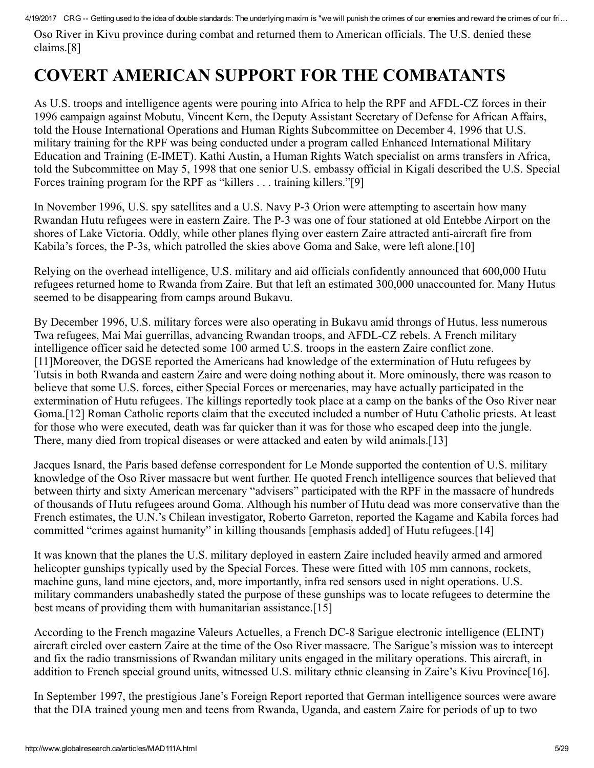Oso River in Kivu province during combat and returned them to American officials. The U.S. denied these claims.[8]

# COVERT AMERICAN SUPPORT FOR THE COMBATANTS

As U.S. troops and intelligence agents were pouring into Africa to help the RPF and AFDL-CZ forces in their 1996 campaign against Mobutu, Vincent Kern, the Deputy Assistant Secretary of Defense for African Affairs, told the House International Operations and Human Rights Subcommittee on December 4, 1996 that U.S. military training for the RPF was being conducted under a program called Enhanced International Military Education and Training (E-IMET). Kathi Austin, a Human Rights Watch specialist on arms transfers in Africa, told the Subcommittee on May 5, 1998 that one senior U.S. embassy official in Kigali described the U.S. Special Forces training program for the RPF as "killers . . . training killers."[9]

In November 1996, U.S. spy satellites and a U.S. Navy P-3 Orion were attempting to ascertain how many Rwandan Hutu refugees were in eastern Zaire. The P-3 was one of four stationed at old Entebbe Airport on the shores of Lake Victoria. Oddly, while other planes flying over eastern Zaire attracted anti-aircraft fire from Kabila's forces, the P-3s, which patrolled the skies above Goma and Sake, were left alone.[10]

Relying on the overhead intelligence, U.S. military and aid officials confidently announced that 600,000 Hutu refugees returned home to Rwanda from Zaire. But that left an estimated 300,000 unaccounted for. Many Hutus seemed to be disappearing from camps around Bukavu.

By December 1996, U.S. military forces were also operating in Bukavu amid throngs of Hutus, less numerous Twa refugees, Mai Mai guerrillas, advancing Rwandan troops, and AFDL-CZ rebels. A French military intelligence officer said he detected some 100 armed U.S. troops in the eastern Zaire conflict zone.[11]Moreover, the DGSE reported the Americans had knowledge of the extermination of Hutu refugees by Tutsis in both Rwanda and eastern Zaire and were doing nothing about it. More ominously, there was reason to believe that some U.S. forces, either Special Forces or mercenaries, may have actually participated in the extermination of Hutu refugees. The killings reportedly took place at a camp on the banks of the Oso River near Goma.[12] Roman Catholic reports claim that the executed included a number of Hutu Catholic priests. At least for those who were executed, death was far quicker than it was for those who escaped deep into the jungle. There, many died from tropical diseases or were attacked and eaten by wild animals.[13]

Jacques Isnard, the Paris based defense correspondent for Le Monde supported the contention of U.S. military knowledge of the Oso River massacre but went further. He quoted French intelligence sources that believed that between thirty and sixty American mercenary "advisers" participated with the RPF in the massacre of hundreds of thousands of Hutu refugees around Goma. Although his number of Hutu dead was more conservative than the French estimates, the U.N.'s Chilean investigator, Roberto Garreton, reported the Kagame and Kabila forces had committed "crimes against humanity" in killing thousands [emphasis added] of Hutu refugees.[14]

It was known that the planes the U.S. military deployed in eastern Zaire included heavily armed and armored helicopter gunships typically used by the Special Forces. These were fitted with 105 mm cannons, rockets, machine guns, land mine ejectors, and, more importantly, infra red sensors used in night operations. U.S. military commanders unabashedly stated the purpose of these gunships was to locate refugees to determine the best means of providing them with humanitarian assistance.[15]

According to the French magazine Valeurs Actuelles, a French DC-8 Sarigue electronic intelligence (ELINT) aircraft circled over eastern Zaire at the time of the Oso River massacre. The Sarigue's mission was to intercept and fix the radio transmissions of Rwandan military units engaged in the military operations. This aircraft, in addition to French special ground units, witnessed U.S. military ethnic cleansing in Zaire's Kivu Province[16].

In September 1997, the prestigious Jane's Foreign Report reported that German intelligence sources were aware that the DIA trained young men and teens from Rwanda, Uganda, and eastern Zaire for periods of up to two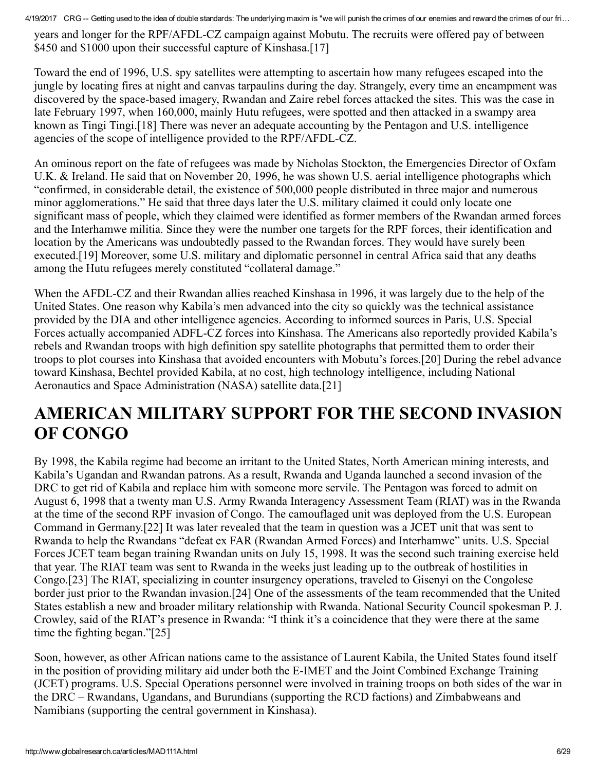years and longer for the RPF/AFDL-CZ campaign against Mobutu. The recruits were offered pay of between $450 and $1000 upon their successful capture of Kinshasa.[17]

Toward the end of 1996, U.S. spy satellites were attempting to ascertain how many refugees escaped into the jungle by locating fires at night and canvas tarpaulins during the day. Strangely, every time an encampment was discovered by the space-based imagery, Rwandan and Zaire rebel forces attacked the sites. This was the case in late February 1997, when 160,000, mainly Hutu refugees, were spotted and then attacked in a swampy area known as Tingi Tingi.[18] There was never an adequate accounting by the Pentagon and U.S. intelligence agencies of the scope of intelligence provided to the RPF/AFDL-CZ.

An ominous report on the fate of refugees was made by Nicholas Stockton, the Emergencies Director of Oxfam U.K. & Ireland. He said that on November 20, 1996, he was shown U.S. aerial intelligence photographs which "confirmed, in considerable detail, the existence of 500,000 people distributed in three major and numerous minor agglomerations." He said that three days later the U.S. military claimed it could only locate one significant mass of people, which they claimed were identified as former members of the Rwandan armed forces and the Interhamwe militia. Since they were the number one targets for the RPF forces, their identification and location by the Americans was undoubtedly passed to the Rwandan forces. They would have surely been executed.[19] Moreover, some U.S. military and diplomatic personnel in central Africa said that any deaths among the Hutu refugees merely constituted "collateral damage."

When the AFDL-CZ and their Rwandan allies reached Kinshasa in 1996, it was largely due to the help of the United States. One reason why Kabila's men advanced into the city so quickly was the technical assistance provided by the DIA and other intelligence agencies. According to informed sources in Paris, U.S. Special Forces actually accompanied ADFL-CZ forces into Kinshasa. The Americans also reportedly provided Kabila's rebels and Rwandan troops with high definition spy satellite photographs that permitted them to order their troops to plot courses into Kinshasa that avoided encounters with Mobutu's forces.[20] During the rebel advance toward Kinshasa, Bechtel provided Kabila, at no cost, high technology intelligence, including National Aeronautics and Space Administration (NASA) satellite data.[21]

# AMERICAN MILITARY SUPPORT FOR THE SECOND INVASION OF CONGO

By 1998, the Kabila regime had become an irritant to the United States, North American mining interests, and Kabila's Ugandan and Rwandan patrons. As a result, Rwanda and Uganda launched a second invasion of the DRC to get rid of Kabila and replace him with someone more servile. The Pentagon was forced to admit on August 6, 1998 that a twenty man U.S. Army Rwanda Interagency Assessment Team (RIAT) was in the Rwanda at the time of the second RPF invasion of Congo. The camouflaged unit was deployed from the U.S. European Command in Germany.[22] It was later revealed that the team in question was a JCET unit that was sent to Rwanda to help the Rwandans "defeat ex FAR (Rwandan Armed Forces) and Interhamwe" units. U.S. Special Forces JCET team began training Rwandan units on July 15, 1998. It was the second such training exercise held that year. The RIAT team was sent to Rwanda in the weeks just leading up to the outbreak of hostilities in Congo.[23] The RIAT, specializing in counter insurgency operations, traveled to Gisenyi on the Congolese border just prior to the Rwandan invasion.[24] One of the assessments of the team recommended that the United States establish a new and broader military relationship with Rwanda. National Security Council spokesman P. J. Crowley, said of the RIAT's presence in Rwanda: "I think it's a coincidence that they were there at the same time the fighting began."[25]

Soon, however, as other African nations came to the assistance of Laurent Kabila, the United States found itself in the position of providing military aid under both the E-IMET and the Joint Combined Exchange Training (JCET) programs. U.S. Special Operations personnel were involved in training troops on both sides of the war in the DRC – Rwandans, Ugandans, and Burundians (supporting the RCD factions) and Zimbabweans and Namibians (supporting the central government in Kinshasa).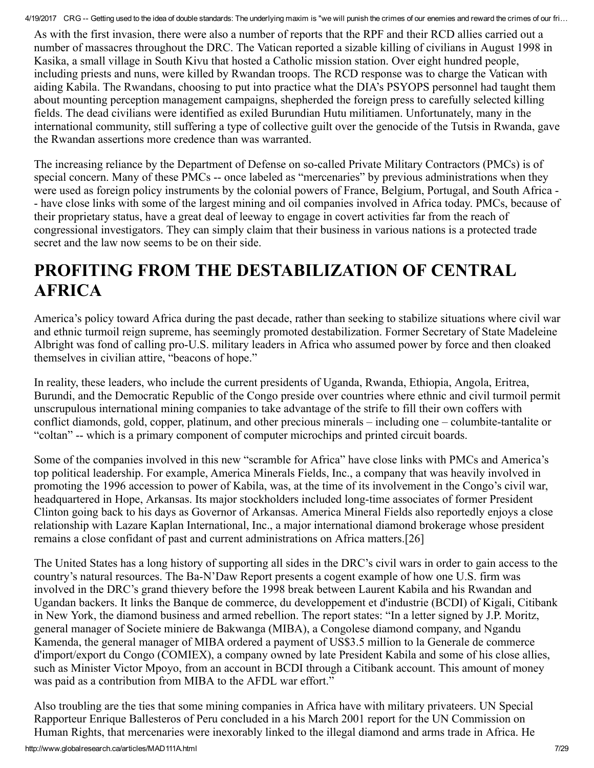As with the first invasion, there were also a number of reports that the RPF and their RCD allies carried out a number of massacres throughout the DRC. The Vatican reported a sizable killing of civilians in August 1998 in Kasika, a small village in South Kivu that hosted a Catholic mission station. Over eight hundred people, including priests and nuns, were killed by Rwandan troops. The RCD response was to charge the Vatican with aiding Kabila. The Rwandans, choosing to put into practice what the DIA's PSYOPS personnel had taught them about mounting perception management campaigns, shepherded the foreign press to carefully selected killing fields. The dead civilians were identified as exiled Burundian Hutu militiamen. Unfortunately, many in the international community, still suffering a type of collective guilt over the genocide of the Tutsis in Rwanda, gave the Rwandan assertions more credence than was warranted.

The increasing reliance by the Department of Defense on so-called Private Military Contractors (PMCs) is of special concern. Many of these PMCs -- once labeled as "mercenaries" by previous administrations when they were used as foreign policy instruments by the colonial powers of France, Belgium, Portugal, and South Africa -- have close links with some of the largest mining and oil companies involved in Africa today. PMCs, because of their proprietary status, have a great deal of leeway to engage in covert activities far from the reach of congressional investigators. They can simply claim that their business in various nations is a protected trade secret and the law now seems to be on their side.

## PROFITING FROM THE DESTABILIZATION OF CENTRAL AFRICA

America's policy toward Africa during the past decade, rather than seeking to stabilize situations where civil war and ethnic turmoil reign supreme, has seemingly promoted destabilization. Former Secretary of State Madeleine Albright was fond of calling pro-U.S. military leaders in Africa who assumed power by force and then cloaked themselves in civilian attire, "beacons of hope."

In reality, these leaders, who include the current presidents of Uganda, Rwanda, Ethiopia, Angola, Eritrea, Burundi, and the Democratic Republic of the Congo preside over countries where ethnic and civil turmoil permit unscrupulous international mining companies to take advantage of the strife to fill their own coffers with conflict diamonds, gold, copper, platinum, and other precious minerals – including one – columbite-tantalite or "coltan" -- which is a primary component of computer microchips and printed circuit boards.

Some of the companies involved in this new "scramble for Africa" have close links with PMCs and America's top political leadership. For example, America Minerals Fields, Inc., a company that was heavily involved in promoting the 1996 accession to power of Kabila, was, at the time of its involvement in the Congo's civil war, headquartered in Hope, Arkansas. Its major stockholders included long-time associates of former President Clinton going back to his days as Governor of Arkansas. America Mineral Fields also reportedly enjoys a close relationship with Lazare Kaplan International, Inc., a major international diamond brokerage whose president remains a close confidant of past and current administrations on Africa matters.[26]

The United States has a long history of supporting all sides in the DRC's civil wars in order to gain access to the country's natural resources. The Ba-N'Daw Report presents a cogent example of how one U.S. firm was involved in the DRC's grand thievery before the 1998 break between Laurent Kabila and his Rwandan and Ugandan backers. It links the Banque de commerce, du developpement et d'industrie (BCDI) of Kigali, Citibank in New York, the diamond business and armed rebellion. The report states: "In a letter signed by J.P. Moritz, general manager of Societe miniere de Bakwanga (MIBA), a Congolese diamond company, and Ngandu Kamenda, the general manager of MIBA ordered a payment of US$3.5 million to la Generale de commerce d'import/export du Congo (COMIEX), a company owned by late President Kabila and some of his close allies, such as Minister Victor Mpoyo, from an account in BCDI through a Citibank account. This amount of money was paid as a contribution from MIBA to the AFDL war effort."

Also troubling are the ties that some mining companies in Africa have with military privateers. UN Special Rapporteur Enrique Ballesteros of Peru concluded in a his March 2001 report for the UN Commission on Human Rights, that mercenaries were inexorably linked to the illegal diamond and arms trade in Africa. He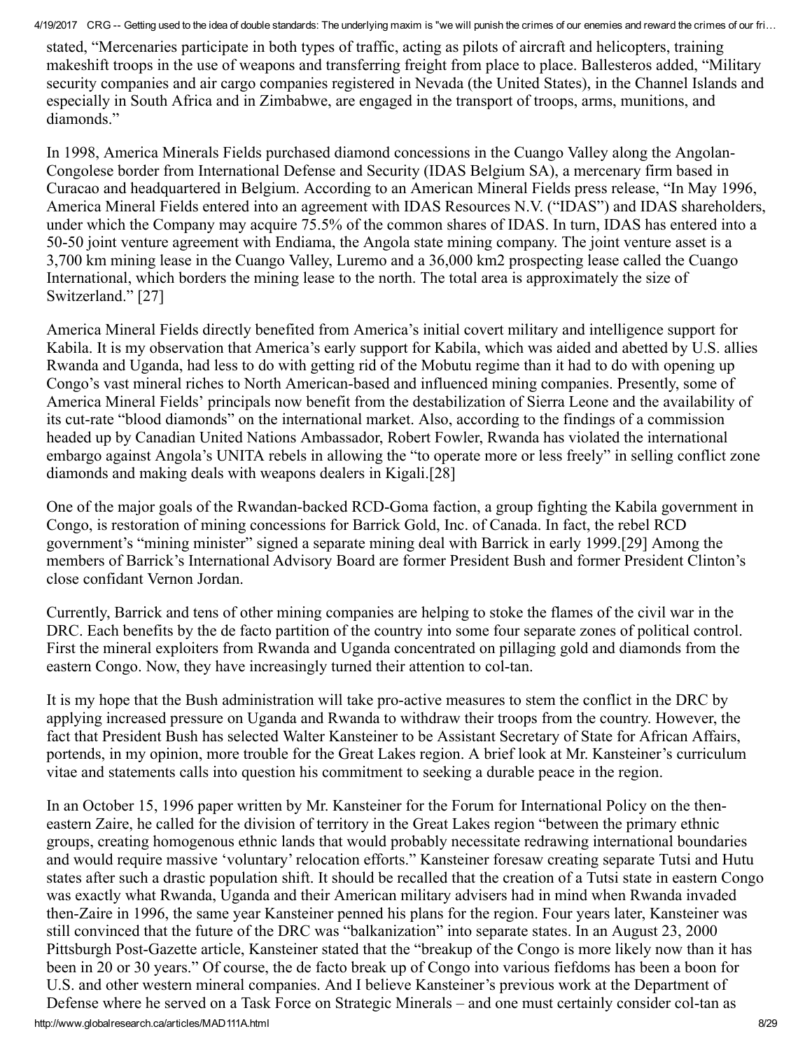stated, "Mercenaries participate in both types of traffic, acting as pilots of aircraft and helicopters, training makeshift troops in the use of weapons and transferring freight from place to place. Ballesteros added, "Military security companies and air cargo companies registered in Nevada (the United States), in the Channel Islands and especially in South Africa and in Zimbabwe, are engaged in the transport of troops, arms, munitions, and diamonds."

In 1998, America Minerals Fields purchased diamond concessions in the Cuango Valley along the Angolan-Congolese border from International Defense and Security (IDAS Belgium SA), a mercenary firm based in Curacao and headquartered in Belgium. According to an American Mineral Fields press release, "In May 1996, America Mineral Fields entered into an agreement with IDAS Resources N.V. ("IDAS") and IDAS shareholders, under which the Company may acquire 75.5% of the common shares of IDAS. In turn, IDAS has entered into a 50-50 joint venture agreement with Endiama, the Angola state mining company. The joint venture asset is a 3,700 km mining lease in the Cuango Valley, Luremo and a 36,000 km2 prospecting lease called the Cuango International, which borders the mining lease to the north. The total area is approximately the size of Switzerland." [27]

America Mineral Fields directly benefited from America's initial covert military and intelligence support for Kabila. It is my observation that America's early support for Kabila, which was aided and abetted by U.S. allies Rwanda and Uganda, had less to do with getting rid of the Mobutu regime than it had to do with opening up Congo's vast mineral riches to North American-based and influenced mining companies. Presently, some of America Mineral Fields' principals now benefit from the destabilization of Sierra Leone and the availability of its cut-rate "blood diamonds" on the international market. Also, according to the findings of a commission headed up by Canadian United Nations Ambassador, Robert Fowler, Rwanda has violated the international embargo against Angola's UNITA rebels in allowing the "to operate more or less freely" in selling conflict zone diamonds and making deals with weapons dealers in Kigali.[28]

One of the major goals of the Rwandan-backed RCD-Goma faction, a group fighting the Kabila government in Congo, is restoration of mining concessions for Barrick Gold, Inc. of Canada. In fact, the rebel RCD government's "mining minister" signed a separate mining deal with Barrick in early 1999.[29] Among the members of Barrick's International Advisory Board are former President Bush and former President Clinton's close confidant Vernon Jordan.

Currently, Barrick and tens of other mining companies are helping to stoke the flames of the civil war in the DRC. Each benefits by the de facto partition of the country into some four separate zones of political control. First the mineral exploiters from Rwanda and Uganda concentrated on pillaging gold and diamonds from the eastern Congo. Now, they have increasingly turned their attention to col-tan.

It is my hope that the Bush administration will take pro-active measures to stem the conflict in the DRC by applying increased pressure on Uganda and Rwanda to withdraw their troops from the country. However, the fact that President Bush has selected Walter Kansteiner to be Assistant Secretary of State for African Affairs, portends, in my opinion, more trouble for the Great Lakes region. A brief look at Mr. Kansteiner's curriculum vitae and statements calls into question his commitment to seeking a durable peace in the region.

In an October 15, 1996 paper written by Mr. Kansteiner for the Forum for International Policy on the then-eastern Zaire, he called for the division of territory in the Great Lakes region "between the primary ethnic groups, creating homogenous ethnic lands that would probably necessitate redrawing international boundaries and would require massive 'voluntary' relocation efforts." Kansteiner foresaw creating separate Tutsi and Hutu states after such a drastic population shift. It should be recalled that the creation of a Tutsi state in eastern Congo was exactly what Rwanda, Uganda and their American military advisers had in mind when Rwanda invaded then-Zaire in 1996, the same year Kansteiner penned his plans for the region. Four years later, Kansteiner was still convinced that the future of the DRC was "balkanization" into separate states. In an August 23, 2000 Pittsburgh Post-Gazette article, Kansteiner stated that the "breakup of the Congo is more likely now than it has been in 20 or 30 years." Of course, the de facto break up of Congo into various fiefdoms has been a boon for U.S. and other western mineral companies. And I believe Kansteiner's previous work at the Department of Defense where he served on a Task Force on Strategic Minerals – and one must certainly consider col-tan as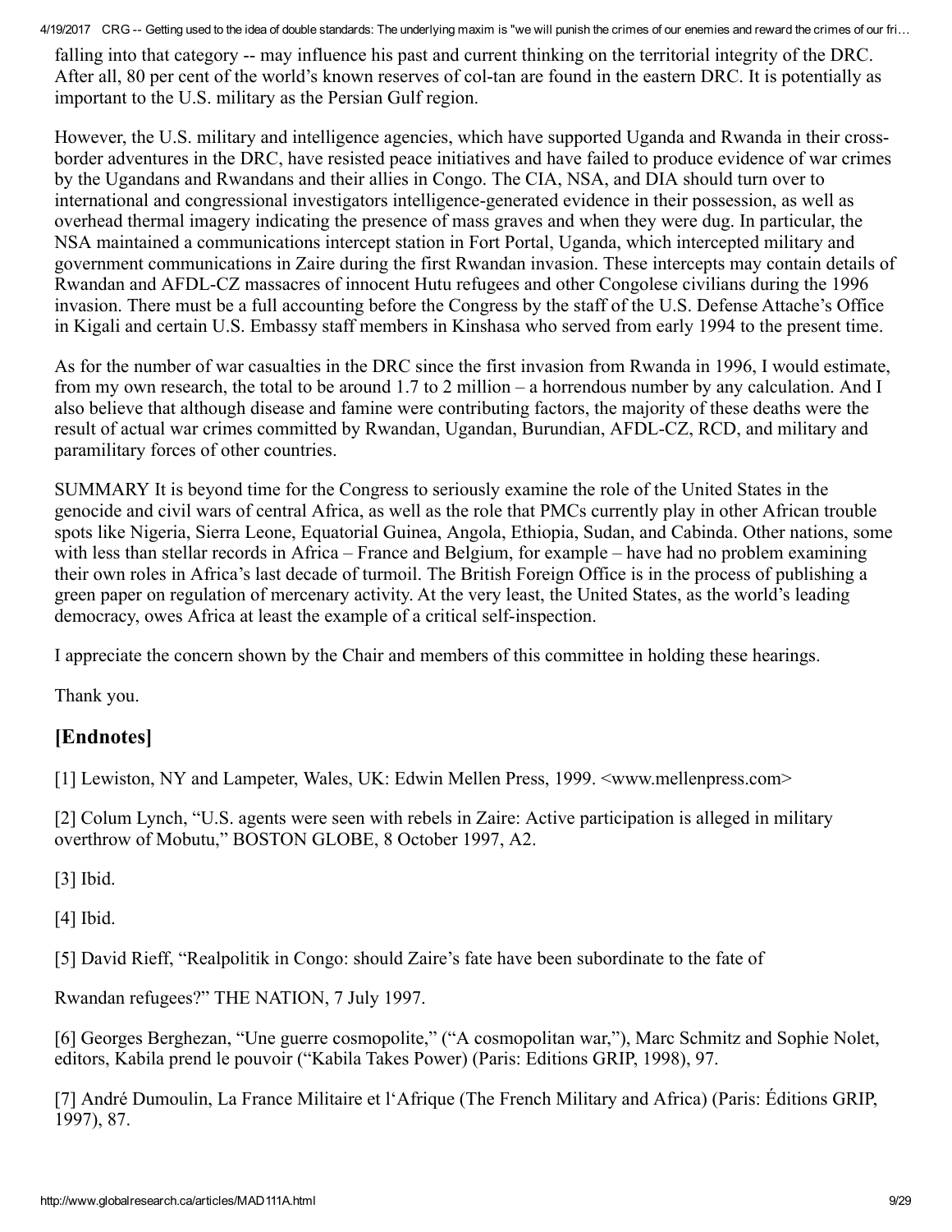falling into that category -- may influence his past and current thinking on the territorial integrity of the DRC. After all, 80 per cent of the world's known reserves of col-tan are found in the eastern DRC. It is potentially as important to the U.S. military as the Persian Gulf region.

However, the U.S. military and intelligence agencies, which have supported Uganda and Rwanda in their cross-border adventures in the DRC, have resisted peace initiatives and have failed to produce evidence of war crimes by the Ugandans and Rwandans and their allies in Congo. The CIA, NSA, and DIA should turn over to international and congressional investigators intelligence-generated evidence in their possession, as well as overhead thermal imagery indicating the presence of mass graves and when they were dug. In particular, the NSA maintained a communications intercept station in Fort Portal, Uganda, which intercepted military and government communications in Zaire during the first Rwandan invasion. These intercepts may contain details of Rwandan and AFDL-CZ massacres of innocent Hutu refugees and other Congolese civilians during the 1996 invasion. There must be a full accounting before the Congress by the staff of the U.S. Defense Attache's Office in Kigali and certain U.S. Embassy staff members in Kinshasa who served from early 1994 to the present time.

As for the number of war casualties in the DRC since the first invasion from Rwanda in 1996, I would estimate, from my own research, the total to be around 1.7 to 2 million – a horrendous number by any calculation. And I also believe that although disease and famine were contributing factors, the majority of these deaths were the result of actual war crimes committed by Rwandan, Ugandan, Burundian, AFDL-CZ, RCD, and military and paramilitary forces of other countries.

SUMMARY It is beyond time for the Congress to seriously examine the role of the United States in the genocide and civil wars of central Africa, as well as the role that PMCs currently play in other African trouble spots like Nigeria, Sierra Leone, Equatorial Guinea, Angola, Ethiopia, Sudan, and Cabinda. Other nations, some with less than stellar records in Africa – France and Belgium, for example – have had no problem examining their own roles in Africa's last decade of turmoil. The British Foreign Office is in the process of publishing a green paper on regulation of mercenary activity. At the very least, the United States, as the world's leading democracy, owes Africa at least the example of a critical self-inspection.

I appreciate the concern shown by the Chair and members of this committee in holding these hearings.

Thank you.

## [Endnotes]

[1] Lewiston, NY and Lampeter, Wales, UK: Edwin Mellen Press, 1999. <www.mellenpress.com>

[2] Colum Lynch, "U.S. agents were seen with rebels in Zaire: Active participation is alleged in military overthrow of Mobutu," BOSTON GLOBE, 8 October 1997, A2.

[3] Ibid.

[4] Ibid.

[5] David Rieff, "Realpolitik in Congo: should Zaire's fate have been subordinate to the fate of

Rwandan refugees?" THE NATION, 7 July 1997.

[6] Georges Berghezan, "Une guerre cosmopolite," ("A cosmopolitan war,"), Marc Schmitz and Sophie Nolet, editors, Kabila prend le pouvoir ("Kabila Takes Power) (Paris: Editions GRIP, 1998), 97.

[7] André Dumoulin, La France Militaire et l'Afrique (The French Military and Africa) (Paris: Éditions GRIP, 1997), 87.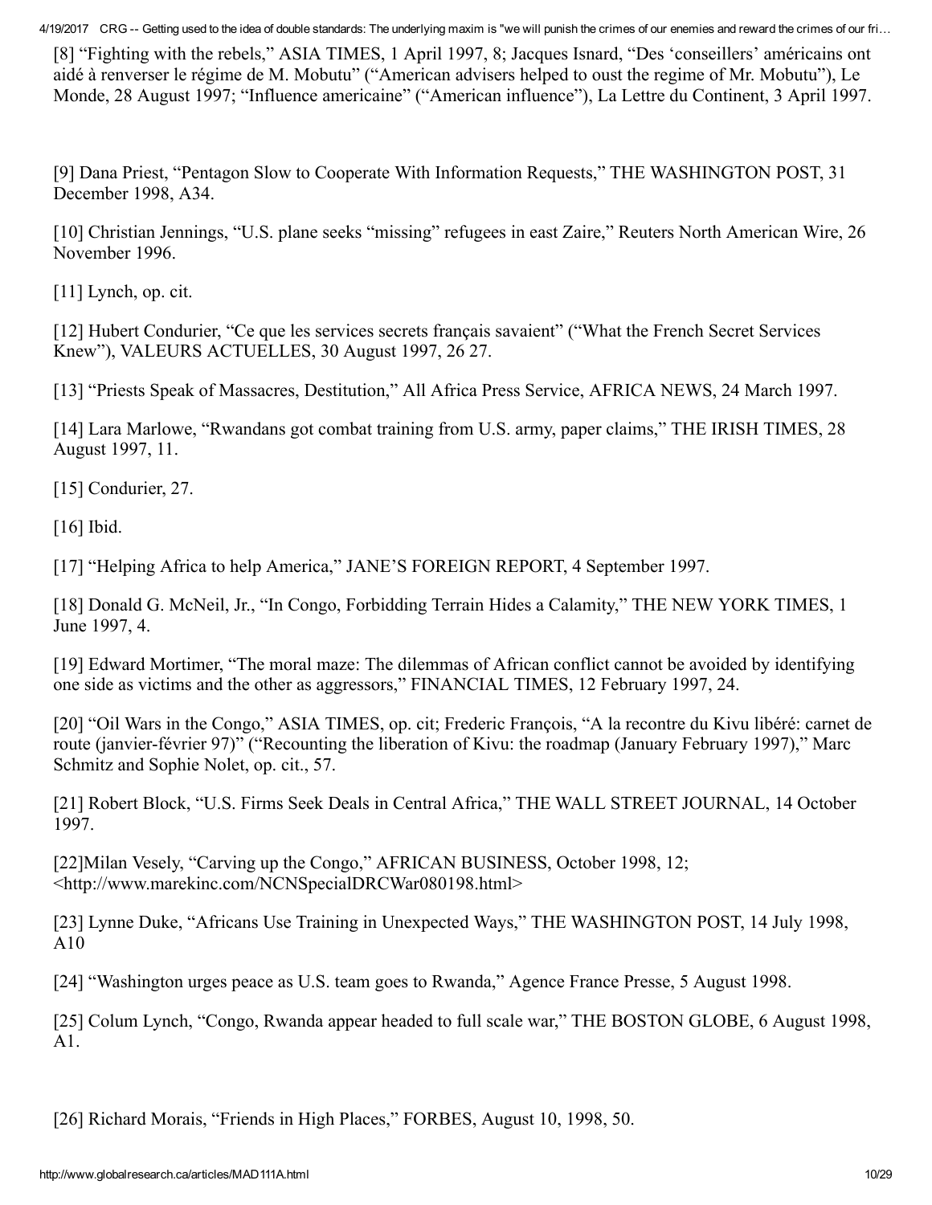[8] "Fighting with the rebels," ASIA TIMES, 1 April 1997, 8; Jacques Isnard, "Des 'conseillers' américains ont aidé à renverser le régime de M. Mobutu" ("American advisers helped to oust the regime of Mr. Mobutu"), Le Monde, 28 August 1997; "Influence americaine" ("American influence"), La Lettre du Continent, 3 April 1997.

[9] Dana Priest, "Pentagon Slow to Cooperate With Information Requests," THE WASHINGTON POST, 31 December 1998, A34.

[10] Christian Jennings, "U.S. plane seeks "missing" refugees in east Zaire," Reuters North American Wire, 26 November 1996.

[11] Lynch, op. cit.

[12] Hubert Condurier, "Ce que les services secrets français savaient" ("What the French Secret Services Knew"), VALEURS ACTUELLES, 30 August 1997, 26 27.

[13] "Priests Speak of Massacres, Destitution," All Africa Press Service, AFRICA NEWS, 24 March 1997.

[14] Lara Marlowe, "Rwandans got combat training from U.S. army, paper claims," THE IRISH TIMES, 28 August 1997, 11.

[15] Condurier, 27.

[16] Ibid.

[17] "Helping Africa to help America," JANE'S FOREIGN REPORT, 4 September 1997.

[18] Donald G. McNeil, Jr., "In Congo, Forbidding Terrain Hides a Calamity," THE NEW YORK TIMES, 1 June 1997, 4.

[19] Edward Mortimer, "The moral maze: The dilemmas of African conflict cannot be avoided by identifying one side as victims and the other as aggressors," FINANCIAL TIMES, 12 February 1997, 24.

[20] "Oil Wars in the Congo," ASIA TIMES, op. cit; Frederic François, "A la recontre du Kivu libéré: carnet de route (janvier-février 97)" ("Recounting the liberation of Kivu: the roadmap (January February 1997)," Marc Schmitz and Sophie Nolet, op. cit., 57.

[21] Robert Block, "U.S. Firms Seek Deals in Central Africa," THE WALL STREET JOURNAL, 14 October 1997.

[22]Milan Vesely, "Carving up the Congo," AFRICAN BUSINESS, October 1998, 12; <http://www.marekinc.com/NCNSpecialDRCWar080198.html>

[23] Lynne Duke, "Africans Use Training in Unexpected Ways," THE WASHINGTON POST, 14 July 1998, A10

[24] "Washington urges peace as U.S. team goes to Rwanda," Agence France Presse, 5 August 1998.

[25] Colum Lynch, "Congo, Rwanda appear headed to full scale war," THE BOSTON GLOBE, 6 August 1998, A1.

[26] Richard Morais, "Friends in High Places," FORBES, August 10, 1998, 50.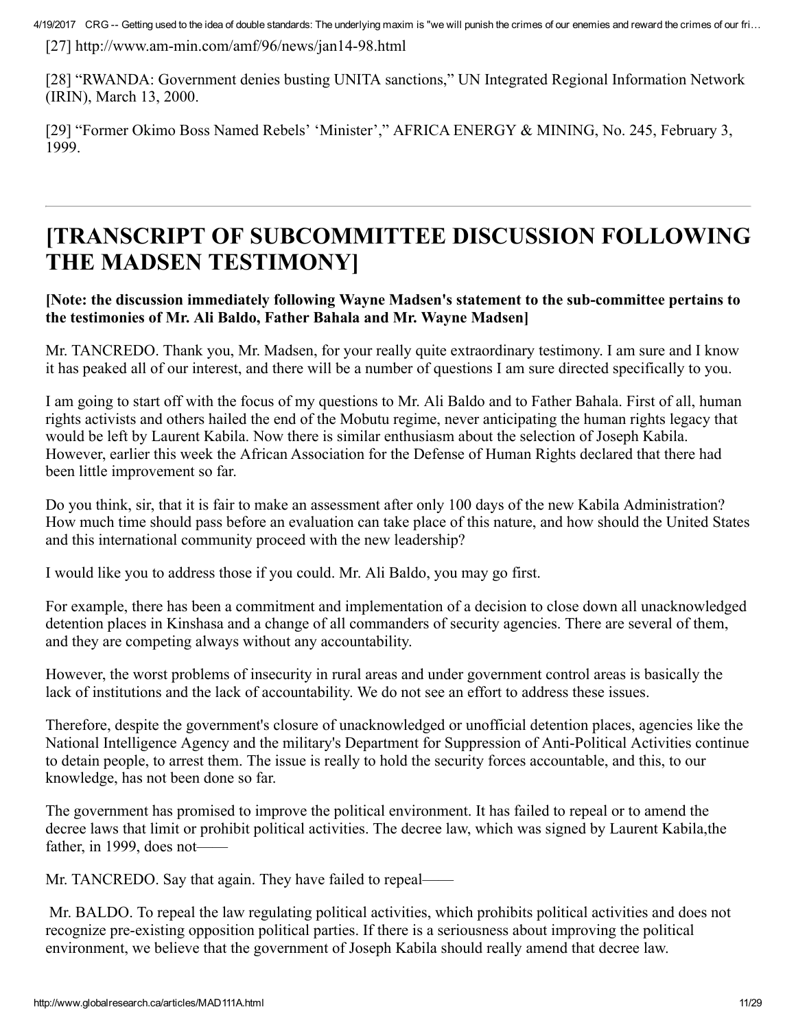[27] http://www.am-min.com/amf/96/news/jan14-98.html

[28] "RWANDA: Government denies busting UNITA sanctions," UN Integrated Regional Information Network (IRIN), March 13, 2000.

[29] "Former Okimo Boss Named Rebels' 'Minister'," AFRICA ENERGY & MINING, No. 245, February 3, 1999.

---

# [TRANSCRIPT OF SUBCOMMITTEE DISCUSSION FOLLOWING THE MADSEN TESTIMONY]

**[Note: the discussion immediately following Wayne Madsen's statement to the sub-committee pertains to the testimonies of Mr. Ali Baldo, Father Bahala and Mr. Wayne Madsen]**

Mr. TANCREDO. Thank you, Mr. Madsen, for your really quite extraordinary testimony. I am sure and I know it has peaked all of our interest, and there will be a number of questions I am sure directed specifically to you.

I am going to start off with the focus of my questions to Mr. Ali Baldo and to Father Bahala. First of all, human rights activists and others hailed the end of the Mobutu regime, never anticipating the human rights legacy that would be left by Laurent Kabila. Now there is similar enthusiasm about the selection of Joseph Kabila. However, earlier this week the African Association for the Defense of Human Rights declared that there had been little improvement so far.

Do you think, sir, that it is fair to make an assessment after only 100 days of the new Kabila Administration? How much time should pass before an evaluation can take place of this nature, and how should the United States and this international community proceed with the new leadership?

I would like you to address those if you could. Mr. Ali Baldo, you may go first.

For example, there has been a commitment and implementation of a decision to close down all unacknowledged detention places in Kinshasa and a change of all commanders of security agencies. There are several of them, and they are competing always without any accountability.

However, the worst problems of insecurity in rural areas and under government control areas is basically the lack of institutions and the lack of accountability. We do not see an effort to address these issues.

Therefore, despite the government's closure of unacknowledged or unofficial detention places, agencies like the National Intelligence Agency and the military's Department for Suppression of Anti-Political Activities continue to detain people, to arrest them. The issue is really to hold the security forces accountable, and this, to our knowledge, has not been done so far.

The government has promised to improve the political environment. It has failed to repeal or to amend the decree laws that limit or prohibit political activities. The decree law, which was signed by Laurent Kabila,the father, in 1999, does not——

Mr. TANCREDO. Say that again. They have failed to repeal——

Mr. BALDO. To repeal the law regulating political activities, which prohibits political activities and does not recognize pre-existing opposition political parties. If there is a seriousness about improving the political environment, we believe that the government of Joseph Kabila should really amend that decree law.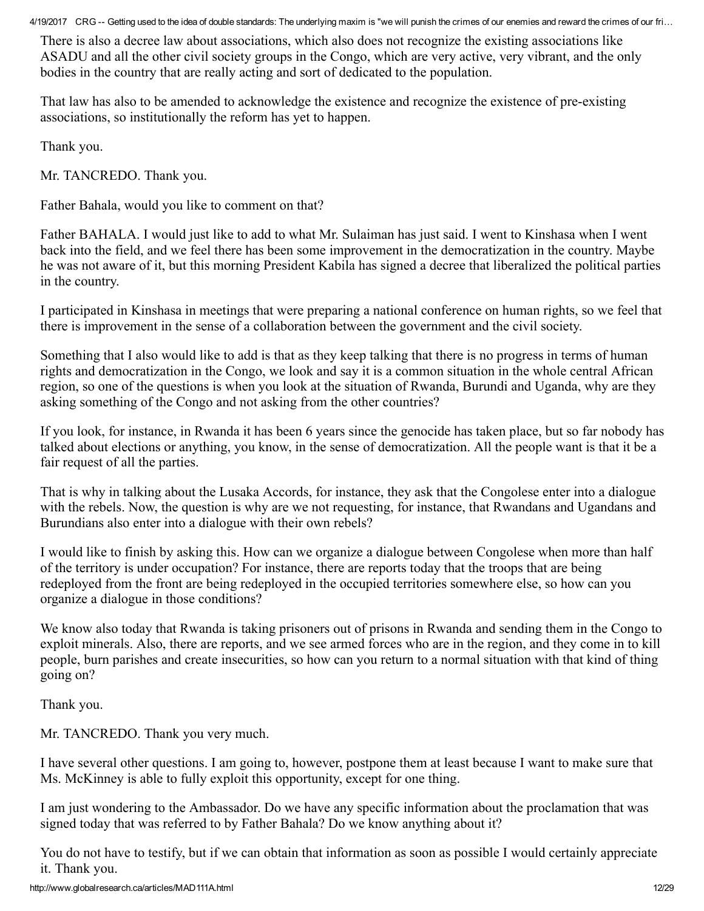There is also a decree law about associations, which also does not recognize the existing associations like ASADU and all the other civil society groups in the Congo, which are very active, very vibrant, and the only bodies in the country that are really acting and sort of dedicated to the population.

That law has also to be amended to acknowledge the existence and recognize the existence of pre-existing associations, so institutionally the reform has yet to happen.

Thank you.

Mr. TANCREDO. Thank you.

Father Bahala, would you like to comment on that?

Father BAHALA. I would just like to add to what Mr. Sulaiman has just said. I went to Kinshasa when I went back into the field, and we feel there has been some improvement in the democratization in the country. Maybe he was not aware of it, but this morning President Kabila has signed a decree that liberalized the political parties in the country.

I participated in Kinshasa in meetings that were preparing a national conference on human rights, so we feel that there is improvement in the sense of a collaboration between the government and the civil society.

Something that I also would like to add is that as they keep talking that there is no progress in terms of human rights and democratization in the Congo, we look and say it is a common situation in the whole central African region, so one of the questions is when you look at the situation of Rwanda, Burundi and Uganda, why are they asking something of the Congo and not asking from the other countries?

If you look, for instance, in Rwanda it has been 6 years since the genocide has taken place, but so far nobody has talked about elections or anything, you know, in the sense of democratization. All the people want is that it be a fair request of all the parties.

That is why in talking about the Lusaka Accords, for instance, they ask that the Congolese enter into a dialogue with the rebels. Now, the question is why are we not requesting, for instance, that Rwandans and Ugandans and Burundians also enter into a dialogue with their own rebels?

I would like to finish by asking this. How can we organize a dialogue between Congolese when more than half of the territory is under occupation? For instance, there are reports today that the troops that are being redeployed from the front are being redeployed in the occupied territories somewhere else, so how can you organize a dialogue in those conditions?

We know also today that Rwanda is taking prisoners out of prisons in Rwanda and sending them in the Congo to exploit minerals. Also, there are reports, and we see armed forces who are in the region, and they come in to kill people, burn parishes and create insecurities, so how can you return to a normal situation with that kind of thing going on?

Thank you.

Mr. TANCREDO. Thank you very much.

I have several other questions. I am going to, however, postpone them at least because I want to make sure that Ms. McKinney is able to fully exploit this opportunity, except for one thing.

I am just wondering to the Ambassador. Do we have any specific information about the proclamation that was signed today that was referred to by Father Bahala? Do we know anything about it?

You do not have to testify, but if we can obtain that information as soon as possible I would certainly appreciate it. Thank you.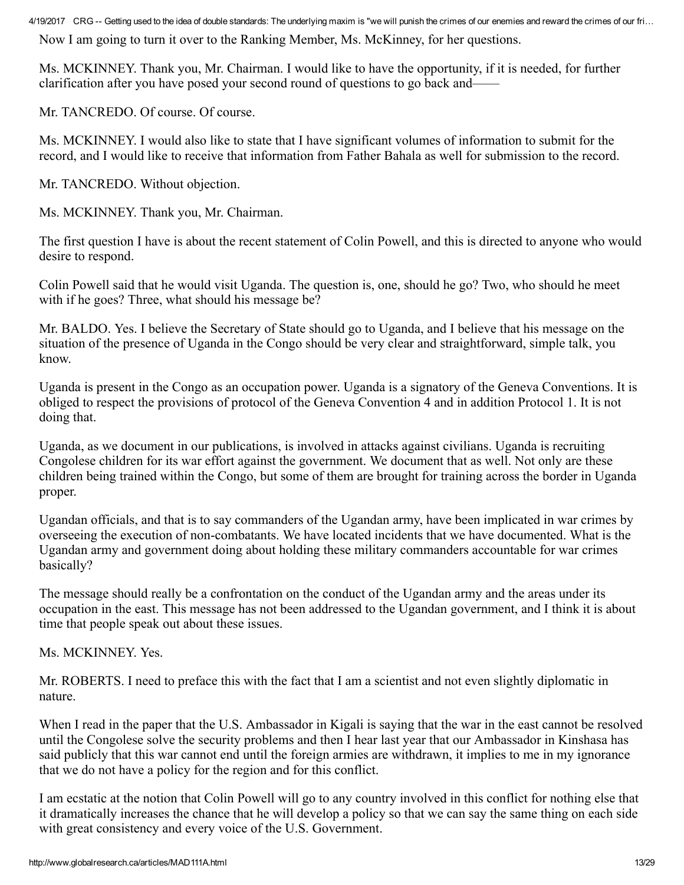Now I am going to turn it over to the Ranking Member, Ms. McKinney, for her questions.

Ms. MCKINNEY. Thank you, Mr. Chairman. I would like to have the opportunity, if it is needed, for further clarification after you have posed your second round of questions to go back and——

Mr. TANCREDO. Of course. Of course.

Ms. MCKINNEY. I would also like to state that I have significant volumes of information to submit for the record, and I would like to receive that information from Father Bahala as well for submission to the record.

Mr. TANCREDO. Without objection.

Ms. MCKINNEY. Thank you, Mr. Chairman.

The first question I have is about the recent statement of Colin Powell, and this is directed to anyone who would desire to respond.

Colin Powell said that he would visit Uganda. The question is, one, should he go? Two, who should he meet with if he goes? Three, what should his message be?

Mr. BALDO. Yes. I believe the Secretary of State should go to Uganda, and I believe that his message on the situation of the presence of Uganda in the Congo should be very clear and straightforward, simple talk, you know.

Uganda is present in the Congo as an occupation power. Uganda is a signatory of the Geneva Conventions. It is obliged to respect the provisions of protocol of the Geneva Convention 4 and in addition Protocol 1. It is not doing that.

Uganda, as we document in our publications, is involved in attacks against civilians. Uganda is recruiting Congolese children for its war effort against the government. We document that as well. Not only are these children being trained within the Congo, but some of them are brought for training across the border in Uganda proper.

Ugandan officials, and that is to say commanders of the Ugandan army, have been implicated in war crimes by overseeing the execution of non-combatants. We have located incidents that we have documented. What is the Ugandan army and government doing about holding these military commanders accountable for war crimes basically?

The message should really be a confrontation on the conduct of the Ugandan army and the areas under its occupation in the east. This message has not been addressed to the Ugandan government, and I think it is about time that people speak out about these issues.

Ms. MCKINNEY. Yes.

Mr. ROBERTS. I need to preface this with the fact that I am a scientist and not even slightly diplomatic in nature.

When I read in the paper that the U.S. Ambassador in Kigali is saying that the war in the east cannot be resolved until the Congolese solve the security problems and then I hear last year that our Ambassador in Kinshasa has said publicly that this war cannot end until the foreign armies are withdrawn, it implies to me in my ignorance that we do not have a policy for the region and for this conflict.

I am ecstatic at the notion that Colin Powell will go to any country involved in this conflict for nothing else that it dramatically increases the chance that he will develop a policy so that we can say the same thing on each side with great consistency and every voice of the U.S. Government.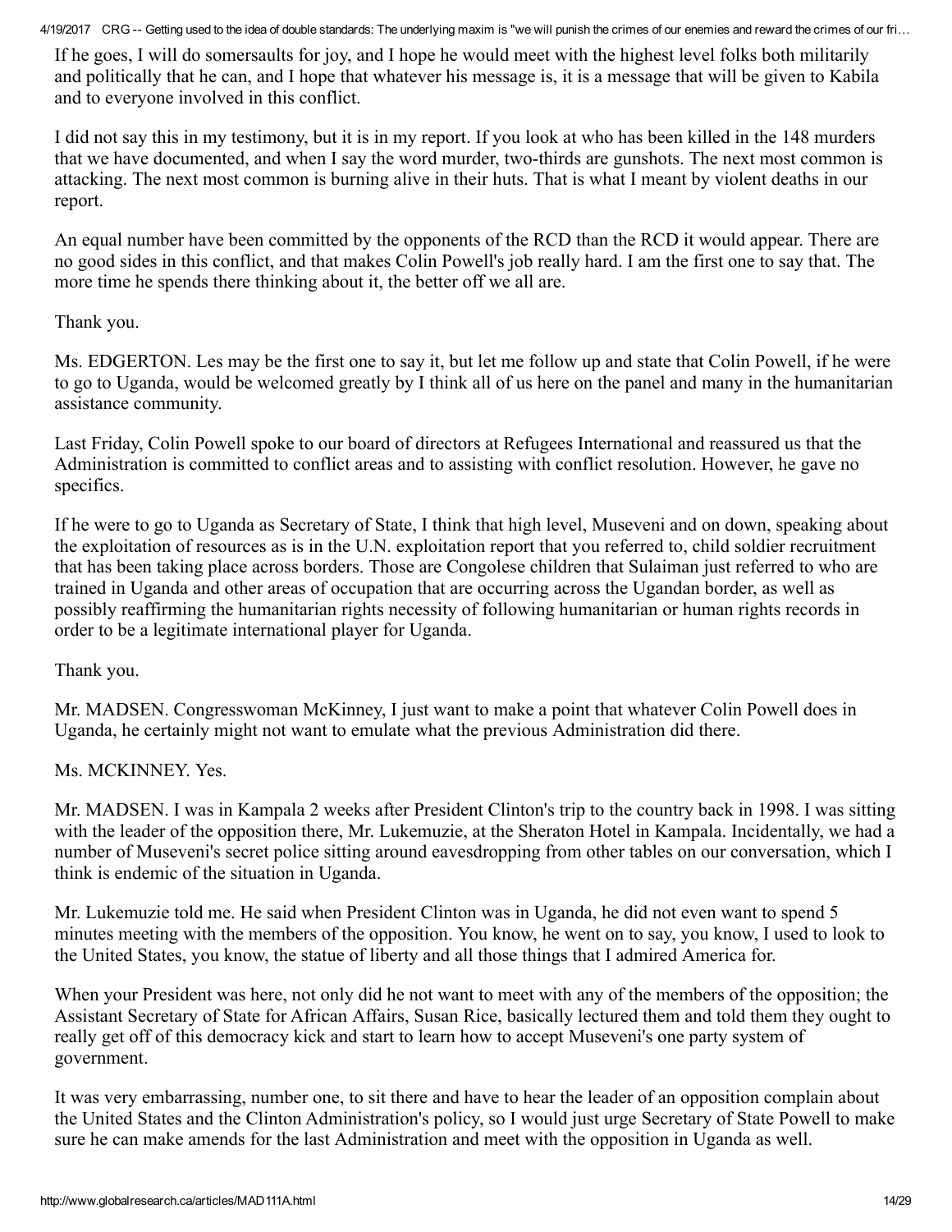If he goes, I will do somersaults for joy, and I hope he would meet with the highest level folks both militarily and politically that he can, and I hope that whatever his message is, it is a message that will be given to Kabila and to everyone involved in this conflict.

I did not say this in my testimony, but it is in my report. If you look at who has been killed in the 148 murders that we have documented, and when I say the word murder, two-thirds are gunshots. The next most common is attacking. The next most common is burning alive in their huts. That is what I meant by violent deaths in our report.

An equal number have been committed by the opponents of the RCD than the RCD it would appear. There are no good sides in this conflict, and that makes Colin Powell's job really hard. I am the first one to say that. The more time he spends there thinking about it, the better off we all are.

Thank you.

Ms. EDGERTON. Les may be the first one to say it, but let me follow up and state that Colin Powell, if he were to go to Uganda, would be welcomed greatly by I think all of us here on the panel and many in the humanitarian assistance community.

Last Friday, Colin Powell spoke to our board of directors at Refugees International and reassured us that the Administration is committed to conflict areas and to assisting with conflict resolution. However, he gave no specifics.

If he were to go to Uganda as Secretary of State, I think that high level, Museveni and on down, speaking about the exploitation of resources as is in the U.N. exploitation report that you referred to, child soldier recruitment that has been taking place across borders. Those are Congolese children that Sulaiman just referred to who are trained in Uganda and other areas of occupation that are occurring across the Ugandan border, as well as possibly reaffirming the humanitarian rights necessity of following humanitarian or human rights records in order to be a legitimate international player for Uganda.

Thank you.

Mr. MADSEN. Congresswoman McKinney, I just want to make a point that whatever Colin Powell does in Uganda, he certainly might not want to emulate what the previous Administration did there.

Ms. MCKINNEY. Yes.

Mr. MADSEN. I was in Kampala 2 weeks after President Clinton's trip to the country back in 1998. I was sitting with the leader of the opposition there, Mr. Lukemuzie, at the Sheraton Hotel in Kampala. Incidentally, we had a number of Museveni's secret police sitting around eavesdropping from other tables on our conversation, which I think is endemic of the situation in Uganda.

Mr. Lukemuzie told me. He said when President Clinton was in Uganda, he did not even want to spend 5 minutes meeting with the members of the opposition. You know, he went on to say, you know, I used to look to the United States, you know, the statue of liberty and all those things that I admired America for.

When your President was here, not only did he not want to meet with any of the members of the opposition; the Assistant Secretary of State for African Affairs, Susan Rice, basically lectured them and told them they ought to really get off of this democracy kick and start to learn how to accept Museveni's one party system of government.

It was very embarrassing, number one, to sit there and have to hear the leader of an opposition complain about the United States and the Clinton Administration's policy, so I would just urge Secretary of State Powell to make sure he can make amends for the last Administration and meet with the opposition in Uganda as well.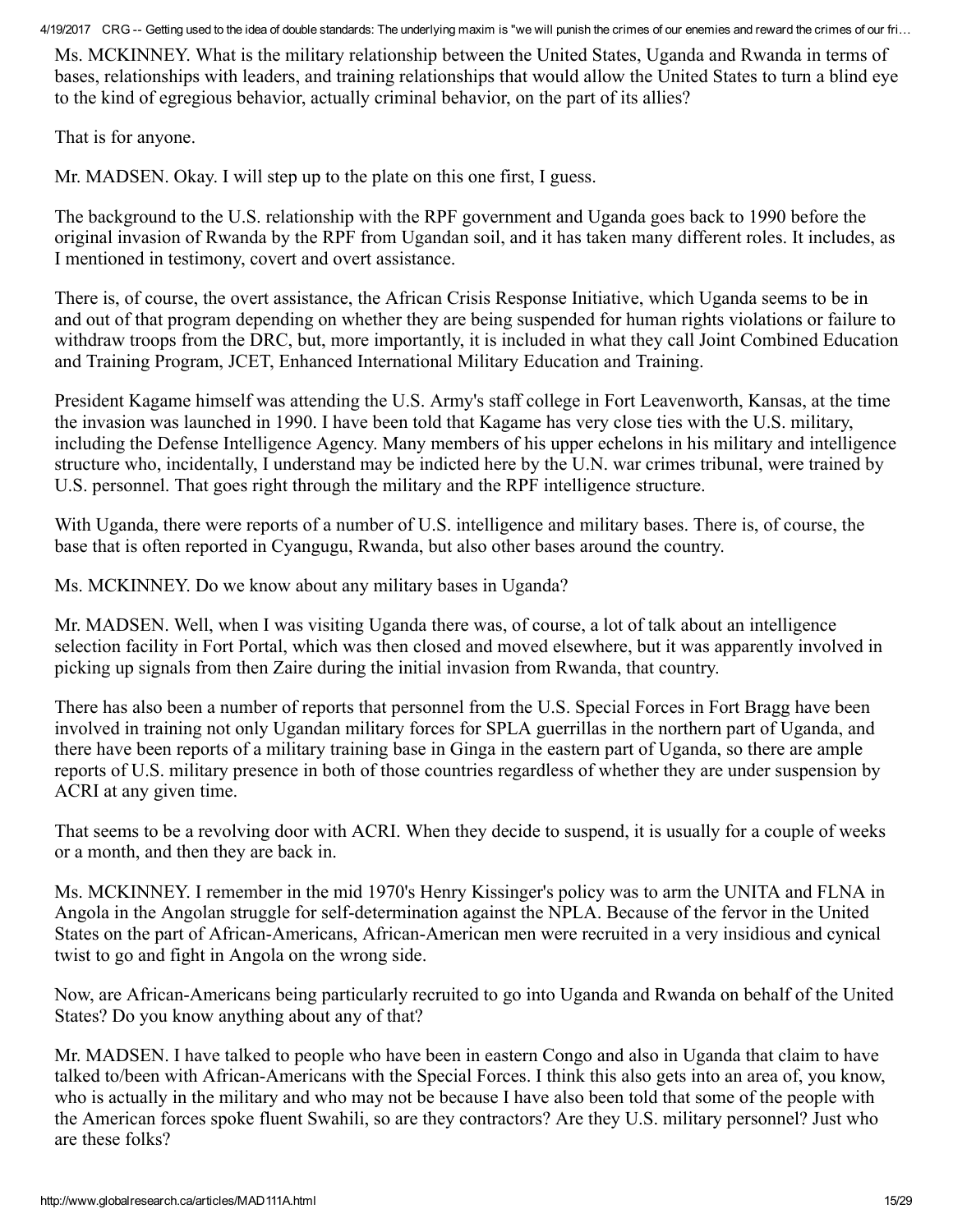Ms. MCKINNEY. What is the military relationship between the United States, Uganda and Rwanda in terms of bases, relationships with leaders, and training relationships that would allow the United States to turn a blind eye to the kind of egregious behavior, actually criminal behavior, on the part of its allies?

That is for anyone.

Mr. MADSEN. Okay. I will step up to the plate on this one first, I guess.

The background to the U.S. relationship with the RPF government and Uganda goes back to 1990 before the original invasion of Rwanda by the RPF from Ugandan soil, and it has taken many different roles. It includes, as I mentioned in testimony, covert and overt assistance.

There is, of course, the overt assistance, the African Crisis Response Initiative, which Uganda seems to be in and out of that program depending on whether they are being suspended for human rights violations or failure to withdraw troops from the DRC, but, more importantly, it is included in what they call Joint Combined Education and Training Program, JCET, Enhanced International Military Education and Training.

President Kagame himself was attending the U.S. Army's staff college in Fort Leavenworth, Kansas, at the time the invasion was launched in 1990. I have been told that Kagame has very close ties with the U.S. military, including the Defense Intelligence Agency. Many members of his upper echelons in his military and intelligence structure who, incidentally, I understand may be indicted here by the U.N. war crimes tribunal, were trained by U.S. personnel. That goes right through the military and the RPF intelligence structure.

With Uganda, there were reports of a number of U.S. intelligence and military bases. There is, of course, the base that is often reported in Cyangugu, Rwanda, but also other bases around the country.

Ms. MCKINNEY. Do we know about any military bases in Uganda?

Mr. MADSEN. Well, when I was visiting Uganda there was, of course, a lot of talk about an intelligence selection facility in Fort Portal, which was then closed and moved elsewhere, but it was apparently involved in picking up signals from then Zaire during the initial invasion from Rwanda, that country.

There has also been a number of reports that personnel from the U.S. Special Forces in Fort Bragg have been involved in training not only Ugandan military forces for SPLA guerrillas in the northern part of Uganda, and there have been reports of a military training base in Ginga in the eastern part of Uganda, so there are ample reports of U.S. military presence in both of those countries regardless of whether they are under suspension by ACRI at any given time.

That seems to be a revolving door with ACRI. When they decide to suspend, it is usually for a couple of weeks or a month, and then they are back in.

Ms. MCKINNEY. I remember in the mid 1970's Henry Kissinger's policy was to arm the UNITA and FLNA in Angola in the Angolan struggle for self-determination against the NPLA. Because of the fervor in the United States on the part of African-Americans, African-American men were recruited in a very insidious and cynical twist to go and fight in Angola on the wrong side.

Now, are African-Americans being particularly recruited to go into Uganda and Rwanda on behalf of the United States? Do you know anything about any of that?

Mr. MADSEN. I have talked to people who have been in eastern Congo and also in Uganda that claim to have talked to/been with African-Americans with the Special Forces. I think this also gets into an area of, you know, who is actually in the military and who may not be because I have also been told that some of the people with the American forces spoke fluent Swahili, so are they contractors? Are they U.S. military personnel? Just who are these folks?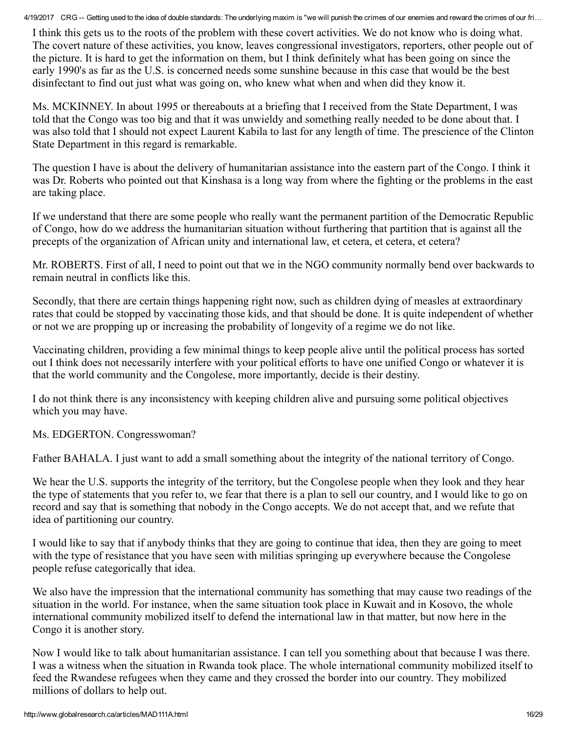I think this gets us to the roots of the problem with these covert activities. We do not know who is doing what. The covert nature of these activities, you know, leaves congressional investigators, reporters, other people out of the picture. It is hard to get the information on them, but I think definitely what has been going on since the early 1990's as far as the U.S. is concerned needs some sunshine because in this case that would be the best disinfectant to find out just what was going on, who knew what when and when did they know it.

Ms. MCKINNEY. In about 1995 or thereabouts at a briefing that I received from the State Department, I was told that the Congo was too big and that it was unwieldy and something really needed to be done about that. I was also told that I should not expect Laurent Kabila to last for any length of time. The prescience of the Clinton State Department in this regard is remarkable.

The question I have is about the delivery of humanitarian assistance into the eastern part of the Congo. I think it was Dr. Roberts who pointed out that Kinshasa is a long way from where the fighting or the problems in the east are taking place.

If we understand that there are some people who really want the permanent partition of the Democratic Republic of Congo, how do we address the humanitarian situation without furthering that partition that is against all the precepts of the organization of African unity and international law, et cetera, et cetera, et cetera?

Mr. ROBERTS. First of all, I need to point out that we in the NGO community normally bend over backwards to remain neutral in conflicts like this.

Secondly, that there are certain things happening right now, such as children dying of measles at extraordinary rates that could be stopped by vaccinating those kids, and that should be done. It is quite independent of whether or not we are propping up or increasing the probability of longevity of a regime we do not like.

Vaccinating children, providing a few minimal things to keep people alive until the political process has sorted out I think does not necessarily interfere with your political efforts to have one unified Congo or whatever it is that the world community and the Congolese, more importantly, decide is their destiny.

I do not think there is any inconsistency with keeping children alive and pursuing some political objectives which you may have.

Ms. EDGERTON. Congresswoman?

Father BAHALA. I just want to add a small something about the integrity of the national territory of Congo.

We hear the U.S. supports the integrity of the territory, but the Congolese people when they look and they hear the type of statements that you refer to, we fear that there is a plan to sell our country, and I would like to go on record and say that is something that nobody in the Congo accepts. We do not accept that, and we refute that idea of partitioning our country.

I would like to say that if anybody thinks that they are going to continue that idea, then they are going to meet with the type of resistance that you have seen with militias springing up everywhere because the Congolese people refuse categorically that idea.

We also have the impression that the international community has something that may cause two readings of the situation in the world. For instance, when the same situation took place in Kuwait and in Kosovo, the whole international community mobilized itself to defend the international law in that matter, but now here in the Congo it is another story.

Now I would like to talk about humanitarian assistance. I can tell you something about that because I was there. I was a witness when the situation in Rwanda took place. The whole international community mobilized itself to feed the Rwandese refugees when they came and they crossed the border into our country. They mobilized millions of dollars to help out.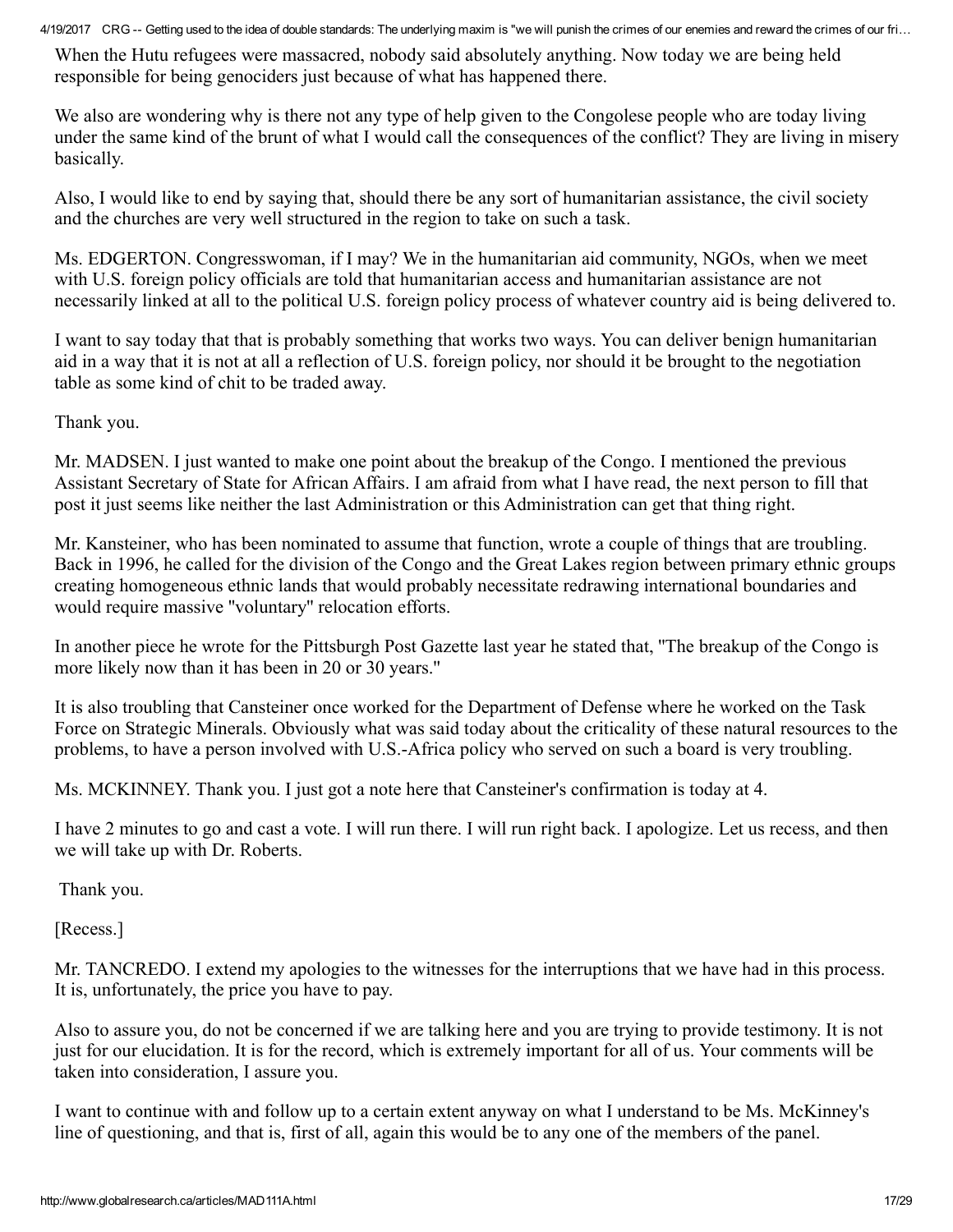When the Hutu refugees were massacred, nobody said absolutely anything. Now today we are being held responsible for being genociders just because of what has happened there.

We also are wondering why is there not any type of help given to the Congolese people who are today living under the same kind of the brunt of what I would call the consequences of the conflict? They are living in misery basically.

Also, I would like to end by saying that, should there be any sort of humanitarian assistance, the civil society and the churches are very well structured in the region to take on such a task.

Ms. EDGERTON. Congresswoman, if I may? We in the humanitarian aid community, NGOs, when we meet with U.S. foreign policy officials are told that humanitarian access and humanitarian assistance are not necessarily linked at all to the political U.S. foreign policy process of whatever country aid is being delivered to.

I want to say today that that is probably something that works two ways. You can deliver benign humanitarian aid in a way that it is not at all a reflection of U.S. foreign policy, nor should it be brought to the negotiation table as some kind of chit to be traded away.

Thank you.

Mr. MADSEN. I just wanted to make one point about the breakup of the Congo. I mentioned the previous Assistant Secretary of State for African Affairs. I am afraid from what I have read, the next person to fill that post it just seems like neither the last Administration or this Administration can get that thing right.

Mr. Kansteiner, who has been nominated to assume that function, wrote a couple of things that are troubling. Back in 1996, he called for the division of the Congo and the Great Lakes region between primary ethnic groups creating homogeneous ethnic lands that would probably necessitate redrawing international boundaries and would require massive "voluntary" relocation efforts.

In another piece he wrote for the Pittsburgh Post Gazette last year he stated that, "The breakup of the Congo is more likely now than it has been in 20 or 30 years."

It is also troubling that Cansteiner once worked for the Department of Defense where he worked on the Task Force on Strategic Minerals. Obviously what was said today about the criticality of these natural resources to the problems, to have a person involved with U.S.-Africa policy who served on such a board is very troubling.

Ms. MCKINNEY. Thank you. I just got a note here that Cansteiner's confirmation is today at 4.

I have 2 minutes to go and cast a vote. I will run there. I will run right back. I apologize. Let us recess, and then we will take up with Dr. Roberts.

Thank you.

[Recess.]

Mr. TANCREDO. I extend my apologies to the witnesses for the interruptions that we have had in this process. It is, unfortunately, the price you have to pay.

Also to assure you, do not be concerned if we are talking here and you are trying to provide testimony. It is not just for our elucidation. It is for the record, which is extremely important for all of us. Your comments will be taken into consideration, I assure you.

I want to continue with and follow up to a certain extent anyway on what I understand to be Ms. McKinney's line of questioning, and that is, first of all, again this would be to any one of the members of the panel.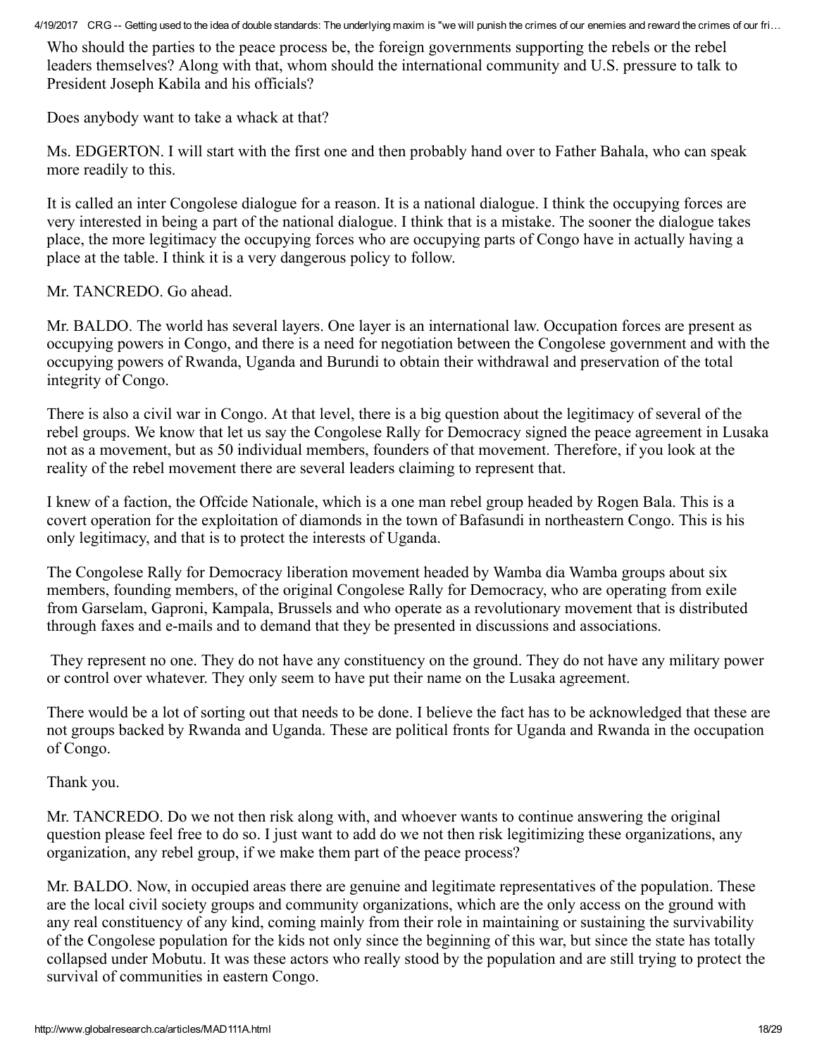Who should the parties to the peace process be, the foreign governments supporting the rebels or the rebel leaders themselves? Along with that, whom should the international community and U.S. pressure to talk to President Joseph Kabila and his officials?

Does anybody want to take a whack at that?

Ms. EDGERTON. I will start with the first one and then probably hand over to Father Bahala, who can speak more readily to this.

It is called an inter Congolese dialogue for a reason. It is a national dialogue. I think the occupying forces are very interested in being a part of the national dialogue. I think that is a mistake. The sooner the dialogue takes place, the more legitimacy the occupying forces who are occupying parts of Congo have in actually having a place at the table. I think it is a very dangerous policy to follow.

Mr. TANCREDO. Go ahead.

Mr. BALDO. The world has several layers. One layer is an international law. Occupation forces are present as occupying powers in Congo, and there is a need for negotiation between the Congolese government and with the occupying powers of Rwanda, Uganda and Burundi to obtain their withdrawal and preservation of the total integrity of Congo.

There is also a civil war in Congo. At that level, there is a big question about the legitimacy of several of the rebel groups. We know that let us say the Congolese Rally for Democracy signed the peace agreement in Lusaka not as a movement, but as 50 individual members, founders of that movement. Therefore, if you look at the reality of the rebel movement there are several leaders claiming to represent that.

I knew of a faction, the Offcide Nationale, which is a one man rebel group headed by Rogen Bala. This is a covert operation for the exploitation of diamonds in the town of Bafasundi in northeastern Congo. This is his only legitimacy, and that is to protect the interests of Uganda.

The Congolese Rally for Democracy liberation movement headed by Wamba dia Wamba groups about six members, founding members, of the original Congolese Rally for Democracy, who are operating from exile from Garselam, Gaproni, Kampala, Brussels and who operate as a revolutionary movement that is distributed through faxes and e-mails and to demand that they be presented in discussions and associations.

They represent no one. They do not have any constituency on the ground. They do not have any military power or control over whatever. They only seem to have put their name on the Lusaka agreement.

There would be a lot of sorting out that needs to be done. I believe the fact has to be acknowledged that these are not groups backed by Rwanda and Uganda. These are political fronts for Uganda and Rwanda in the occupation of Congo.

Thank you.

Mr. TANCREDO. Do we not then risk along with, and whoever wants to continue answering the original question please feel free to do so. I just want to add do we not then risk legitimizing these organizations, any organization, any rebel group, if we make them part of the peace process?

Mr. BALDO. Now, in occupied areas there are genuine and legitimate representatives of the population. These are the local civil society groups and community organizations, which are the only access on the ground with any real constituency of any kind, coming mainly from their role in maintaining or sustaining the survivability of the Congolese population for the kids not only since the beginning of this war, but since the state has totally collapsed under Mobutu. It was these actors who really stood by the population and are still trying to protect the survival of communities in eastern Congo.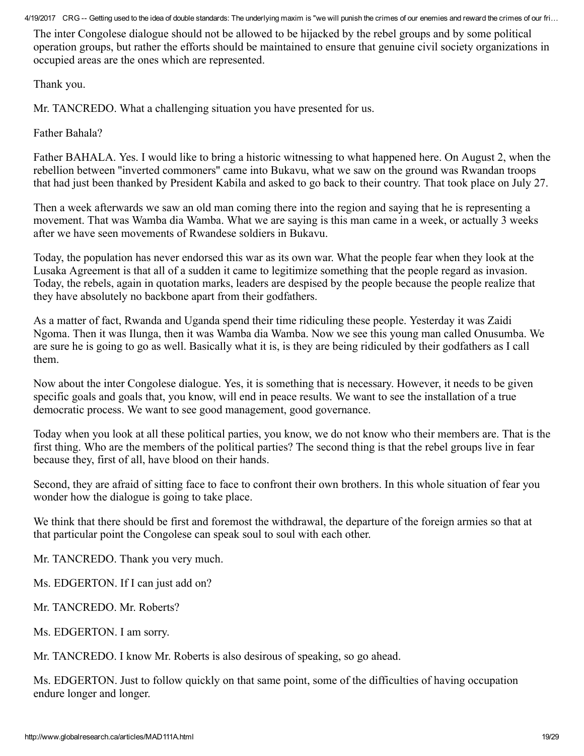The inter Congolese dialogue should not be allowed to be hijacked by the rebel groups and by some political operation groups, but rather the efforts should be maintained to ensure that genuine civil society organizations in occupied areas are the ones which are represented.

Thank you.

Mr. TANCREDO. What a challenging situation you have presented for us.

Father Bahala?

Father BAHALA. Yes. I would like to bring a historic witnessing to what happened here. On August 2, when the rebellion between "inverted commoners" came into Bukavu, what we saw on the ground was Rwandan troops that had just been thanked by President Kabila and asked to go back to their country. That took place on July 27.

Then a week afterwards we saw an old man coming there into the region and saying that he is representing a movement. That was Wamba dia Wamba. What we are saying is this man came in a week, or actually 3 weeks after we have seen movements of Rwandese soldiers in Bukavu.

Today, the population has never endorsed this war as its own war. What the people fear when they look at the Lusaka Agreement is that all of a sudden it came to legitimize something that the people regard as invasion. Today, the rebels, again in quotation marks, leaders are despised by the people because the people realize that they have absolutely no backbone apart from their godfathers.

As a matter of fact, Rwanda and Uganda spend their time ridiculing these people. Yesterday it was Zaidi Ngoma. Then it was Ilunga, then it was Wamba dia Wamba. Now we see this young man called Onusumba. We are sure he is going to go as well. Basically what it is, is they are being ridiculed by their godfathers as I call them.

Now about the inter Congolese dialogue. Yes, it is something that is necessary. However, it needs to be given specific goals and goals that, you know, will end in peace results. We want to see the installation of a true democratic process. We want to see good management, good governance.

Today when you look at all these political parties, you know, we do not know who their members are. That is the first thing. Who are the members of the political parties? The second thing is that the rebel groups live in fear because they, first of all, have blood on their hands.

Second, they are afraid of sitting face to face to confront their own brothers. In this whole situation of fear you wonder how the dialogue is going to take place.

We think that there should be first and foremost the withdrawal, the departure of the foreign armies so that at that particular point the Congolese can speak soul to soul with each other.

Mr. TANCREDO. Thank you very much.

Ms. EDGERTON. If I can just add on?

Mr. TANCREDO. Mr. Roberts?

Ms. EDGERTON. I am sorry.

Mr. TANCREDO. I know Mr. Roberts is also desirous of speaking, so go ahead.

Ms. EDGERTON. Just to follow quickly on that same point, some of the difficulties of having occupation endure longer and longer.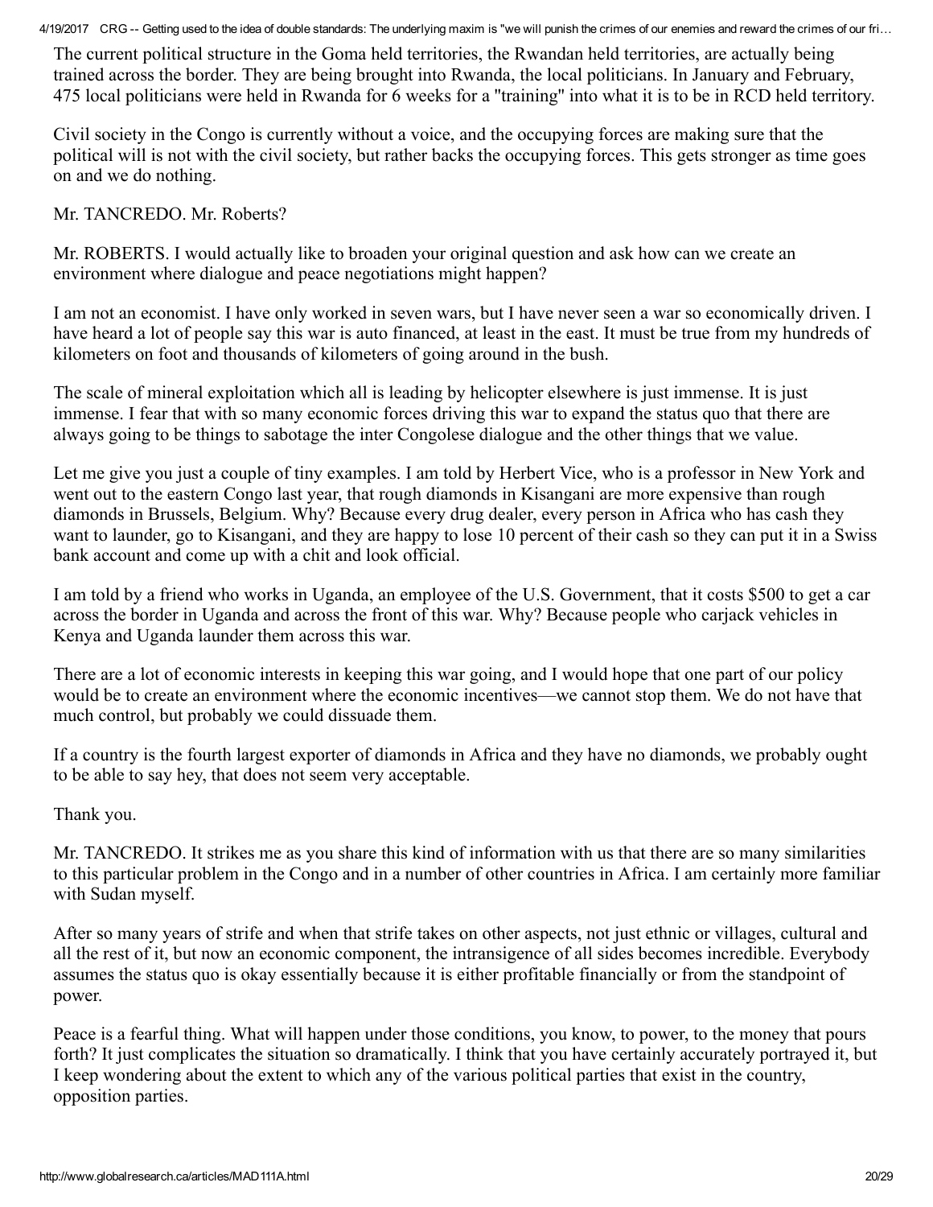The current political structure in the Goma held territories, the Rwandan held territories, are actually being trained across the border. They are being brought into Rwanda, the local politicians. In January and February, 475 local politicians were held in Rwanda for 6 weeks for a "training" into what it is to be in RCD held territory.

Civil society in the Congo is currently without a voice, and the occupying forces are making sure that the political will is not with the civil society, but rather backs the occupying forces. This gets stronger as time goes on and we do nothing.

Mr. TANCREDO. Mr. Roberts?

Mr. ROBERTS. I would actually like to broaden your original question and ask how can we create an environment where dialogue and peace negotiations might happen?

I am not an economist. I have only worked in seven wars, but I have never seen a war so economically driven. I have heard a lot of people say this war is auto financed, at least in the east. It must be true from my hundreds of kilometers on foot and thousands of kilometers of going around in the bush.

The scale of mineral exploitation which all is leading by helicopter elsewhere is just immense. It is just immense. I fear that with so many economic forces driving this war to expand the status quo that there are always going to be things to sabotage the inter Congolese dialogue and the other things that we value.

Let me give you just a couple of tiny examples. I am told by Herbert Vice, who is a professor in New York and went out to the eastern Congo last year, that rough diamonds in Kisangani are more expensive than rough diamonds in Brussels, Belgium. Why? Because every drug dealer, every person in Africa who has cash they want to launder, go to Kisangani, and they are happy to lose 10 percent of their cash so they can put it in a Swiss bank account and come up with a chit and look official.

I am told by a friend who works in Uganda, an employee of the U.S. Government, that it costs $500 to get a car across the border in Uganda and across the front of this war. Why? Because people who carjack vehicles in Kenya and Uganda launder them across this war.

There are a lot of economic interests in keeping this war going, and I would hope that one part of our policy would be to create an environment where the economic incentives—we cannot stop them. We do not have that much control, but probably we could dissuade them.

If a country is the fourth largest exporter of diamonds in Africa and they have no diamonds, we probably ought to be able to say hey, that does not seem very acceptable.

Thank you.

Mr. TANCREDO. It strikes me as you share this kind of information with us that there are so many similarities to this particular problem in the Congo and in a number of other countries in Africa. I am certainly more familiar with Sudan myself.

After so many years of strife and when that strife takes on other aspects, not just ethnic or villages, cultural and all the rest of it, but now an economic component, the intransigence of all sides becomes incredible. Everybody assumes the status quo is okay essentially because it is either profitable financially or from the standpoint of power.

Peace is a fearful thing. What will happen under those conditions, you know, to power, to the money that pours forth? It just complicates the situation so dramatically. I think that you have certainly accurately portrayed it, but I keep wondering about the extent to which any of the various political parties that exist in the country, opposition parties.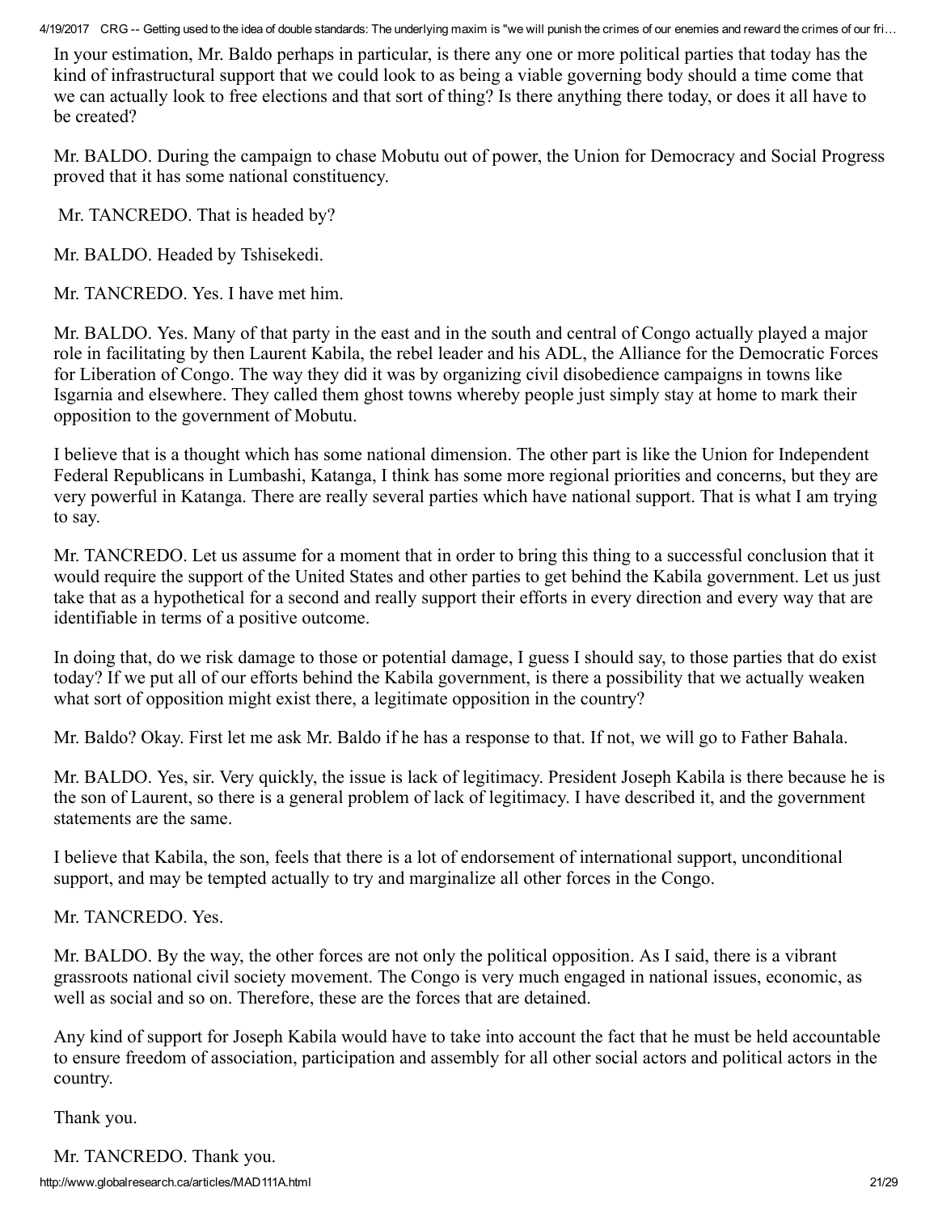In your estimation, Mr. Baldo perhaps in particular, is there any one or more political parties that today has the kind of infrastructural support that we could look to as being a viable governing body should a time come that we can actually look to free elections and that sort of thing? Is there anything there today, or does it all have to be created?

Mr. BALDO. During the campaign to chase Mobutu out of power, the Union for Democracy and Social Progress proved that it has some national constituency.

Mr. TANCREDO. That is headed by?

Mr. BALDO. Headed by Tshisekedi.

Mr. TANCREDO. Yes. I have met him.

Mr. BALDO. Yes. Many of that party in the east and in the south and central of Congo actually played a major role in facilitating by then Laurent Kabila, the rebel leader and his ADL, the Alliance for the Democratic Forces for Liberation of Congo. The way they did it was by organizing civil disobedience campaigns in towns like Isgarnia and elsewhere. They called them ghost towns whereby people just simply stay at home to mark their opposition to the government of Mobutu.

I believe that is a thought which has some national dimension. The other part is like the Union for Independent Federal Republicans in Lumbashi, Katanga, I think has some more regional priorities and concerns, but they are very powerful in Katanga. There are really several parties which have national support. That is what I am trying to say.

Mr. TANCREDO. Let us assume for a moment that in order to bring this thing to a successful conclusion that it would require the support of the United States and other parties to get behind the Kabila government. Let us just take that as a hypothetical for a second and really support their efforts in every direction and every way that are identifiable in terms of a positive outcome.

In doing that, do we risk damage to those or potential damage, I guess I should say, to those parties that do exist today? If we put all of our efforts behind the Kabila government, is there a possibility that we actually weaken what sort of opposition might exist there, a legitimate opposition in the country?

Mr. Baldo? Okay. First let me ask Mr. Baldo if he has a response to that. If not, we will go to Father Bahala.

Mr. BALDO. Yes, sir. Very quickly, the issue is lack of legitimacy. President Joseph Kabila is there because he is the son of Laurent, so there is a general problem of lack of legitimacy. I have described it, and the government statements are the same.

I believe that Kabila, the son, feels that there is a lot of endorsement of international support, unconditional support, and may be tempted actually to try and marginalize all other forces in the Congo.

Mr. TANCREDO. Yes.

Mr. BALDO. By the way, the other forces are not only the political opposition. As I said, there is a vibrant grassroots national civil society movement. The Congo is very much engaged in national issues, economic, as well as social and so on. Therefore, these are the forces that are detained.

Any kind of support for Joseph Kabila would have to take into account the fact that he must be held accountable to ensure freedom of association, participation and assembly for all other social actors and political actors in the country.

Thank you.

Mr. TANCREDO. Thank you.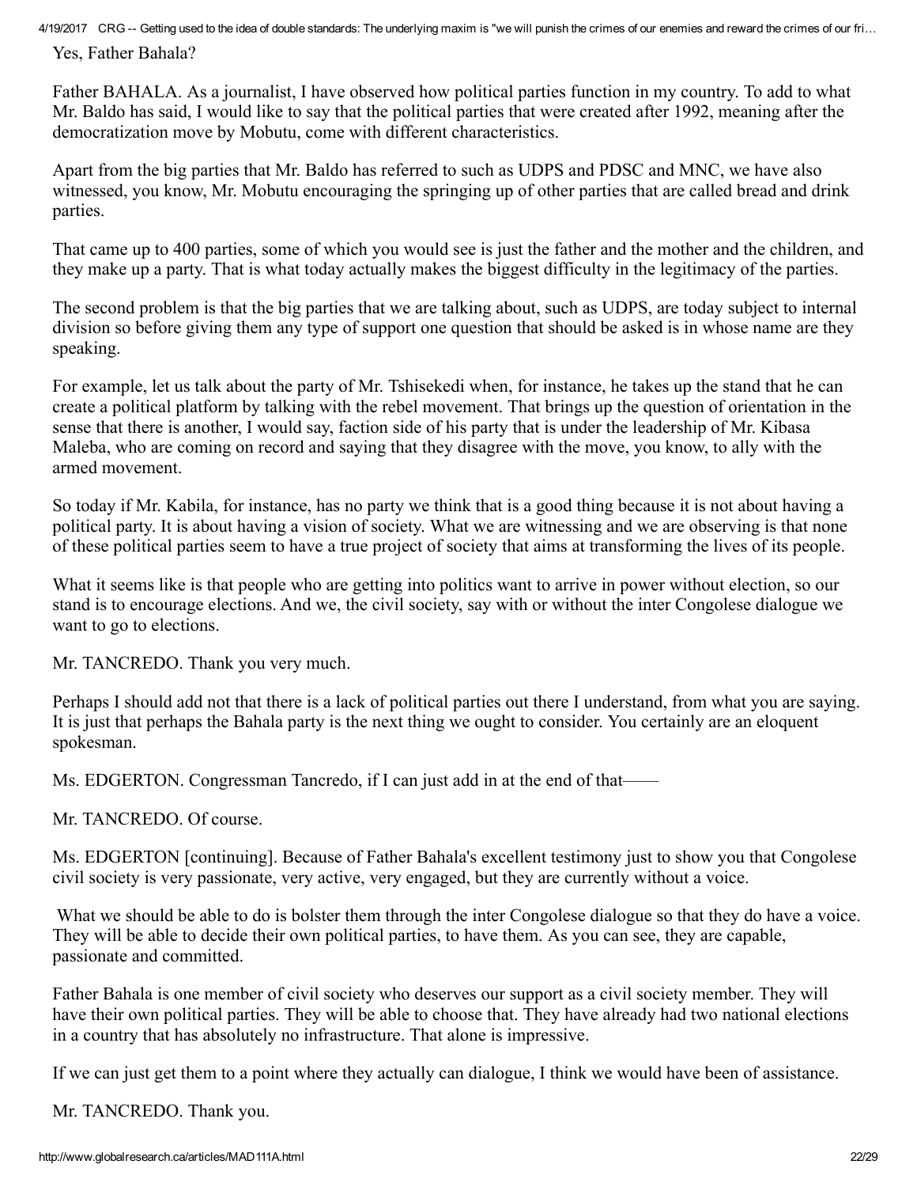Yes, Father Bahala?

Father BAHALA. As a journalist, I have observed how political parties function in my country. To add to what Mr. Baldo has said, I would like to say that the political parties that were created after 1992, meaning after the democratization move by Mobutu, come with different characteristics.

Apart from the big parties that Mr. Baldo has referred to such as UDPS and PDSC and MNC, we have also witnessed, you know, Mr. Mobutu encouraging the springing up of other parties that are called bread and drink parties.

That came up to 400 parties, some of which you would see is just the father and the mother and the children, and they make up a party. That is what today actually makes the biggest difficulty in the legitimacy of the parties.

The second problem is that the big parties that we are talking about, such as UDPS, are today subject to internal division so before giving them any type of support one question that should be asked is in whose name are they speaking.

For example, let us talk about the party of Mr. Tshisekedi when, for instance, he takes up the stand that he can create a political platform by talking with the rebel movement. That brings up the question of orientation in the sense that there is another, I would say, faction side of his party that is under the leadership of Mr. Kibasa Maleba, who are coming on record and saying that they disagree with the move, you know, to ally with the armed movement.

So today if Mr. Kabila, for instance, has no party we think that is a good thing because it is not about having a political party. It is about having a vision of society. What we are witnessing and we are observing is that none of these political parties seem to have a true project of society that aims at transforming the lives of its people.

What it seems like is that people who are getting into politics want to arrive in power without election, so our stand is to encourage elections. And we, the civil society, say with or without the inter Congolese dialogue we want to go to elections.

Mr. TANCREDO. Thank you very much.

Perhaps I should add not that there is a lack of political parties out there I understand, from what you are saying. It is just that perhaps the Bahala party is the next thing we ought to consider. You certainly are an eloquent spokesman.

Ms. EDGERTON. Congressman Tancredo, if I can just add in at the end of that——

Mr. TANCREDO. Of course.

Ms. EDGERTON [continuing]. Because of Father Bahala's excellent testimony just to show you that Congolese civil society is very passionate, very active, very engaged, but they are currently without a voice.

What we should be able to do is bolster them through the inter Congolese dialogue so that they do have a voice. They will be able to decide their own political parties, to have them. As you can see, they are capable, passionate and committed.

Father Bahala is one member of civil society who deserves our support as a civil society member. They will have their own political parties. They will be able to choose that. They have already had two national elections in a country that has absolutely no infrastructure. That alone is impressive.

If we can just get them to a point where they actually can dialogue, I think we would have been of assistance.

Mr. TANCREDO. Thank you.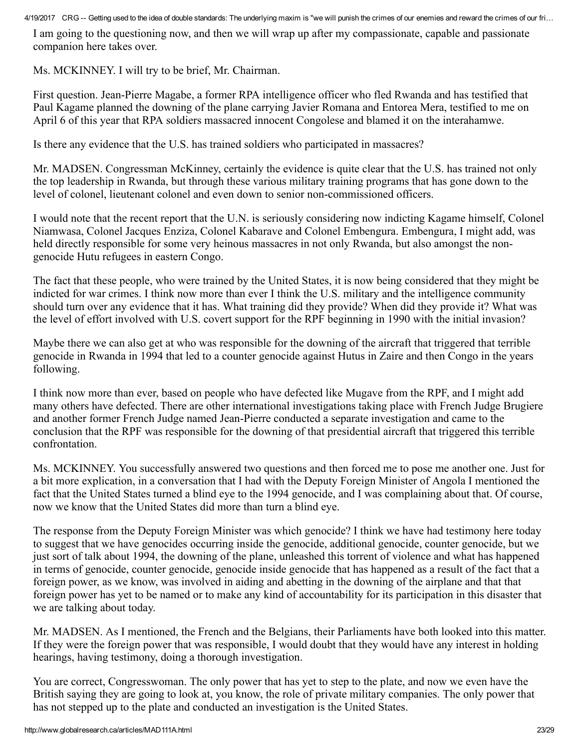I am going to the questioning now, and then we will wrap up after my compassionate, capable and passionate companion here takes over.

Ms. MCKINNEY. I will try to be brief, Mr. Chairman.

First question. Jean-Pierre Magabe, a former RPA intelligence officer who fled Rwanda and has testified that Paul Kagame planned the downing of the plane carrying Javier Romana and Entorea Mera, testified to me on April 6 of this year that RPA soldiers massacred innocent Congolese and blamed it on the interahamwe.

Is there any evidence that the U.S. has trained soldiers who participated in massacres?

Mr. MADSEN. Congressman McKinney, certainly the evidence is quite clear that the U.S. has trained not only the top leadership in Rwanda, but through these various military training programs that has gone down to the level of colonel, lieutenant colonel and even down to senior non-commissioned officers.

I would note that the recent report that the U.N. is seriously considering now indicting Kagame himself, Colonel Niamwasa, Colonel Jacques Enziza, Colonel Kabarave and Colonel Embengura. Embengura, I might add, was held directly responsible for some very heinous massacres in not only Rwanda, but also amongst the non-genocide Hutu refugees in eastern Congo.

The fact that these people, who were trained by the United States, it is now being considered that they might be indicted for war crimes. I think now more than ever I think the U.S. military and the intelligence community should turn over any evidence that it has. What training did they provide? When did they provide it? What was the level of effort involved with U.S. covert support for the RPF beginning in 1990 with the initial invasion?

Maybe there we can also get at who was responsible for the downing of the aircraft that triggered that terrible genocide in Rwanda in 1994 that led to a counter genocide against Hutus in Zaire and then Congo in the years following.

I think now more than ever, based on people who have defected like Mugave from the RPF, and I might add many others have defected. There are other international investigations taking place with French Judge Brugiere and another former French Judge named Jean-Pierre conducted a separate investigation and came to the conclusion that the RPF was responsible for the downing of that presidential aircraft that triggered this terrible confrontation.

Ms. MCKINNEY. You successfully answered two questions and then forced me to pose me another one. Just for a bit more explication, in a conversation that I had with the Deputy Foreign Minister of Angola I mentioned the fact that the United States turned a blind eye to the 1994 genocide, and I was complaining about that. Of course, now we know that the United States did more than turn a blind eye.

The response from the Deputy Foreign Minister was which genocide? I think we have had testimony here today to suggest that we have genocides occurring inside the genocide, additional genocide, counter genocide, but we just sort of talk about 1994, the downing of the plane, unleashed this torrent of violence and what has happened in terms of genocide, counter genocide, genocide inside genocide that has happened as a result of the fact that a foreign power, as we know, was involved in aiding and abetting in the downing of the airplane and that that foreign power has yet to be named or to make any kind of accountability for its participation in this disaster that we are talking about today.

Mr. MADSEN. As I mentioned, the French and the Belgians, their Parliaments have both looked into this matter. If they were the foreign power that was responsible, I would doubt that they would have any interest in holding hearings, having testimony, doing a thorough investigation.

You are correct, Congresswoman. The only power that has yet to step to the plate, and now we even have the British saying they are going to look at, you know, the role of private military companies. The only power that has not stepped up to the plate and conducted an investigation is the United States.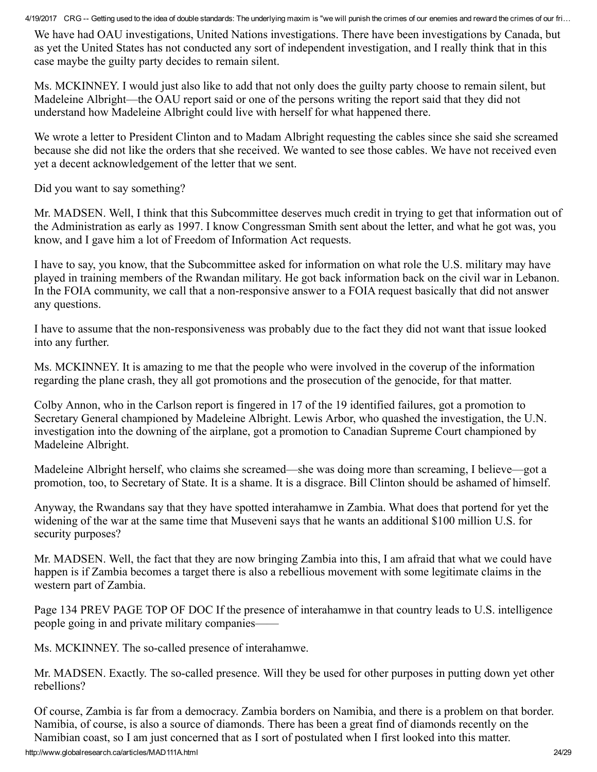We have had OAU investigations, United Nations investigations. There have been investigations by Canada, but as yet the United States has not conducted any sort of independent investigation, and I really think that in this case maybe the guilty party decides to remain silent.

Ms. MCKINNEY. I would just also like to add that not only does the guilty party choose to remain silent, but Madeleine Albright—the OAU report said or one of the persons writing the report said that they did not understand how Madeleine Albright could live with herself for what happened there.

We wrote a letter to President Clinton and to Madam Albright requesting the cables since she said she screamed because she did not like the orders that she received. We wanted to see those cables. We have not received even yet a decent acknowledgement of the letter that we sent.

Did you want to say something?

Mr. MADSEN. Well, I think that this Subcommittee deserves much credit in trying to get that information out of the Administration as early as 1997. I know Congressman Smith sent about the letter, and what he got was, you know, and I gave him a lot of Freedom of Information Act requests.

I have to say, you know, that the Subcommittee asked for information on what role the U.S. military may have played in training members of the Rwandan military. He got back information back on the civil war in Lebanon. In the FOIA community, we call that a non-responsive answer to a FOIA request basically that did not answer any questions.

I have to assume that the non-responsiveness was probably due to the fact they did not want that issue looked into any further.

Ms. MCKINNEY. It is amazing to me that the people who were involved in the coverup of the information regarding the plane crash, they all got promotions and the prosecution of the genocide, for that matter.

Colby Annon, who in the Carlson report is fingered in 17 of the 19 identified failures, got a promotion to Secretary General championed by Madeleine Albright. Lewis Arbor, who quashed the investigation, the U.N. investigation into the downing of the airplane, got a promotion to Canadian Supreme Court championed by Madeleine Albright.

Madeleine Albright herself, who claims she screamed—she was doing more than screaming, I believe—got a promotion, too, to Secretary of State. It is a shame. It is a disgrace. Bill Clinton should be ashamed of himself.

Anyway, the Rwandans say that they have spotted interahamwe in Zambia. What does that portend for yet the widening of the war at the same time that Museveni says that he wants an additional $100 million U.S. for security purposes?

Mr. MADSEN. Well, the fact that they are now bringing Zambia into this, I am afraid that what we could have happen is if Zambia becomes a target there is also a rebellious movement with some legitimate claims in the western part of Zambia.

Page 134 PREV PAGE TOP OF DOC If the presence of interahamwe in that country leads to U.S. intelligence people going in and private military companies——

Ms. MCKINNEY. The so-called presence of interahamwe.

Mr. MADSEN. Exactly. The so-called presence. Will they be used for other purposes in putting down yet other rebellions?

Of course, Zambia is far from a democracy. Zambia borders on Namibia, and there is a problem on that border. Namibia, of course, is also a source of diamonds. There has been a great find of diamonds recently on the Namibian coast, so I am just concerned that as I sort of postulated when I first looked into this matter.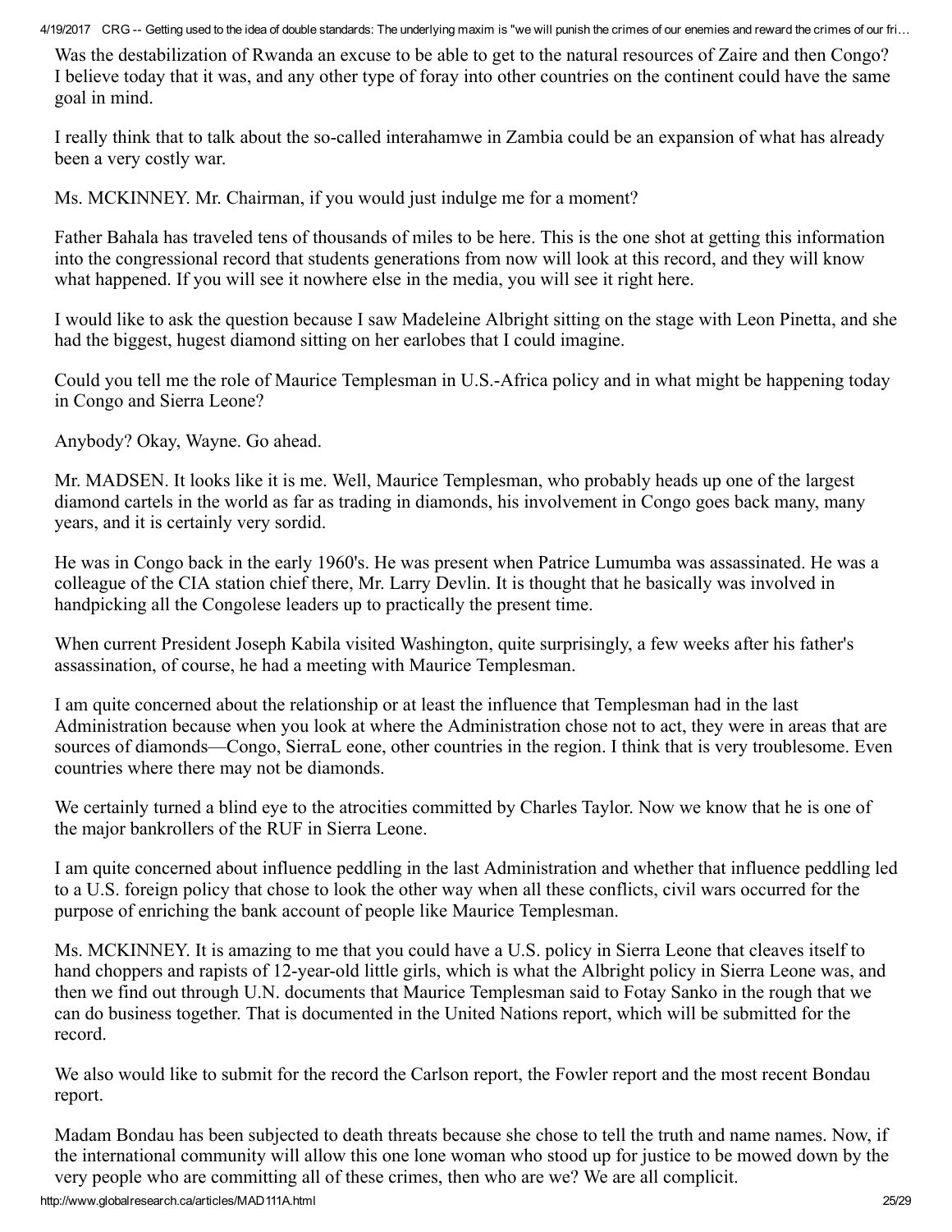Was the destabilization of Rwanda an excuse to be able to get to the natural resources of Zaire and then Congo? I believe today that it was, and any other type of foray into other countries on the continent could have the same goal in mind.

I really think that to talk about the so-called interahamwe in Zambia could be an expansion of what has already been a very costly war.

Ms. MCKINNEY. Mr. Chairman, if you would just indulge me for a moment?

Father Bahala has traveled tens of thousands of miles to be here. This is the one shot at getting this information into the congressional record that students generations from now will look at this record, and they will know what happened. If you will see it nowhere else in the media, you will see it right here.

I would like to ask the question because I saw Madeleine Albright sitting on the stage with Leon Pinetta, and she had the biggest, hugest diamond sitting on her earlobes that I could imagine.

Could you tell me the role of Maurice Templesman in U.S.-Africa policy and in what might be happening today in Congo and Sierra Leone?

Anybody? Okay, Wayne. Go ahead.

Mr. MADSEN. It looks like it is me. Well, Maurice Templesman, who probably heads up one of the largest diamond cartels in the world as far as trading in diamonds, his involvement in Congo goes back many, many years, and it is certainly very sordid.

He was in Congo back in the early 1960's. He was present when Patrice Lumumba was assassinated. He was a colleague of the CIA station chief there, Mr. Larry Devlin. It is thought that he basically was involved in handpicking all the Congolese leaders up to practically the present time.

When current President Joseph Kabila visited Washington, quite surprisingly, a few weeks after his father's assassination, of course, he had a meeting with Maurice Templesman.

I am quite concerned about the relationship or at least the influence that Templesman had in the last Administration because when you look at where the Administration chose not to act, they were in areas that are sources of diamonds—Congo, SierraL eone, other countries in the region. I think that is very troublesome. Even countries where there may not be diamonds.

We certainly turned a blind eye to the atrocities committed by Charles Taylor. Now we know that he is one of the major bankrollers of the RUF in Sierra Leone.

I am quite concerned about influence peddling in the last Administration and whether that influence peddling led to a U.S. foreign policy that chose to look the other way when all these conflicts, civil wars occurred for the purpose of enriching the bank account of people like Maurice Templesman.

Ms. MCKINNEY. It is amazing to me that you could have a U.S. policy in Sierra Leone that cleaves itself to hand choppers and rapists of 12-year-old little girls, which is what the Albright policy in Sierra Leone was, and then we find out through U.N. documents that Maurice Templesman said to Fotay Sanko in the rough that we can do business together. That is documented in the United Nations report, which will be submitted for the record.

We also would like to submit for the record the Carlson report, the Fowler report and the most recent Bondau report.

Madam Bondau has been subjected to death threats because she chose to tell the truth and name names. Now, if the international community will allow this one lone woman who stood up for justice to be mowed down by the very people who are committing all of these crimes, then who are we? We are all complicit.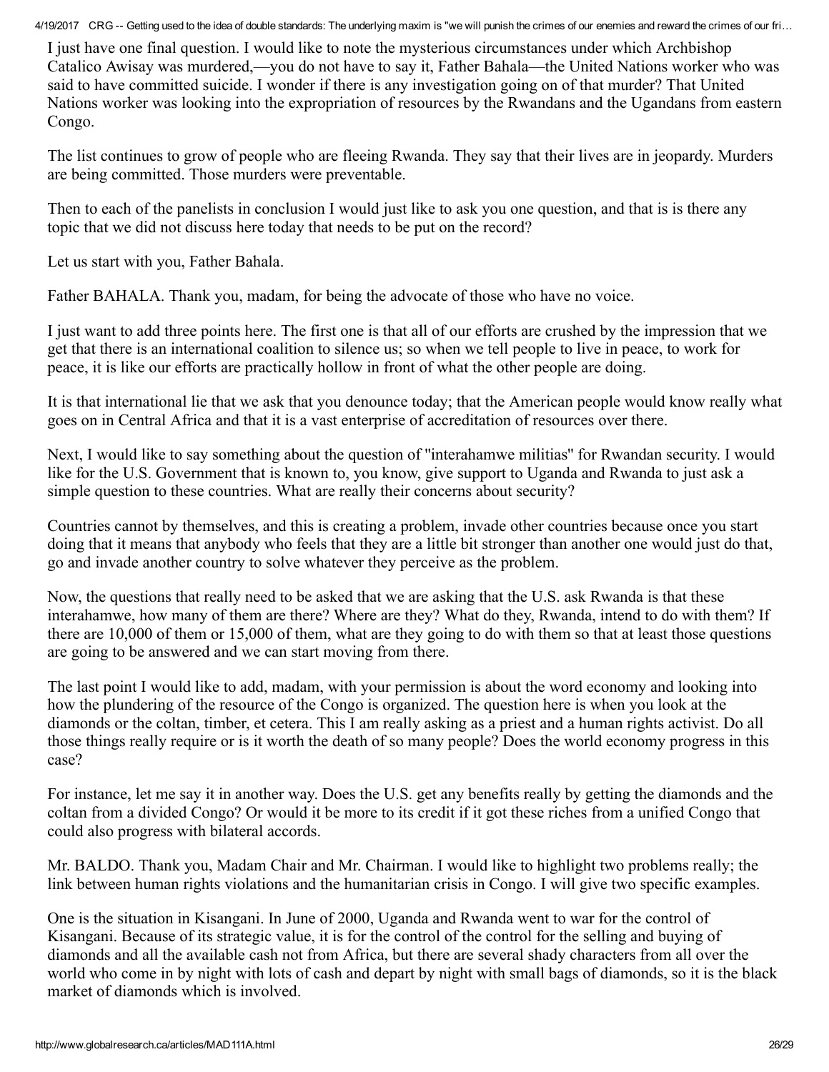I just have one final question. I would like to note the mysterious circumstances under which Archbishop Catalico Awisay was murdered,—you do not have to say it, Father Bahala—the United Nations worker who was said to have committed suicide. I wonder if there is any investigation going on of that murder? That United Nations worker was looking into the expropriation of resources by the Rwandans and the Ugandans from eastern Congo.

The list continues to grow of people who are fleeing Rwanda. They say that their lives are in jeopardy. Murders are being committed. Those murders were preventable.

Then to each of the panelists in conclusion I would just like to ask you one question, and that is is there any topic that we did not discuss here today that needs to be put on the record?

Let us start with you, Father Bahala.

Father BAHALA. Thank you, madam, for being the advocate of those who have no voice.

I just want to add three points here. The first one is that all of our efforts are crushed by the impression that we get that there is an international coalition to silence us; so when we tell people to live in peace, to work for peace, it is like our efforts are practically hollow in front of what the other people are doing.

It is that international lie that we ask that you denounce today; that the American people would know really what goes on in Central Africa and that it is a vast enterprise of accreditation of resources over there.

Next, I would like to say something about the question of "interahamwe militias" for Rwandan security. I would like for the U.S. Government that is known to, you know, give support to Uganda and Rwanda to just ask a simple question to these countries. What are really their concerns about security?

Countries cannot by themselves, and this is creating a problem, invade other countries because once you start doing that it means that anybody who feels that they are a little bit stronger than another one would just do that, go and invade another country to solve whatever they perceive as the problem.

Now, the questions that really need to be asked that we are asking that the U.S. ask Rwanda is that these interahamwe, how many of them are there? Where are they? What do they, Rwanda, intend to do with them? If there are 10,000 of them or 15,000 of them, what are they going to do with them so that at least those questions are going to be answered and we can start moving from there.

The last point I would like to add, madam, with your permission is about the word economy and looking into how the plundering of the resource of the Congo is organized. The question here is when you look at the diamonds or the coltan, timber, et cetera. This I am really asking as a priest and a human rights activist. Do all those things really require or is it worth the death of so many people? Does the world economy progress in this case?

For instance, let me say it in another way. Does the U.S. get any benefits really by getting the diamonds and the coltan from a divided Congo? Or would it be more to its credit if it got these riches from a unified Congo that could also progress with bilateral accords.

Mr. BALDO. Thank you, Madam Chair and Mr. Chairman. I would like to highlight two problems really; the link between human rights violations and the humanitarian crisis in Congo. I will give two specific examples.

One is the situation in Kisangani. In June of 2000, Uganda and Rwanda went to war for the control of Kisangani. Because of its strategic value, it is for the control of the control for the selling and buying of diamonds and all the available cash not from Africa, but there are several shady characters from all over the world who come in by night with lots of cash and depart by night with small bags of diamonds, so it is the black market of diamonds which is involved.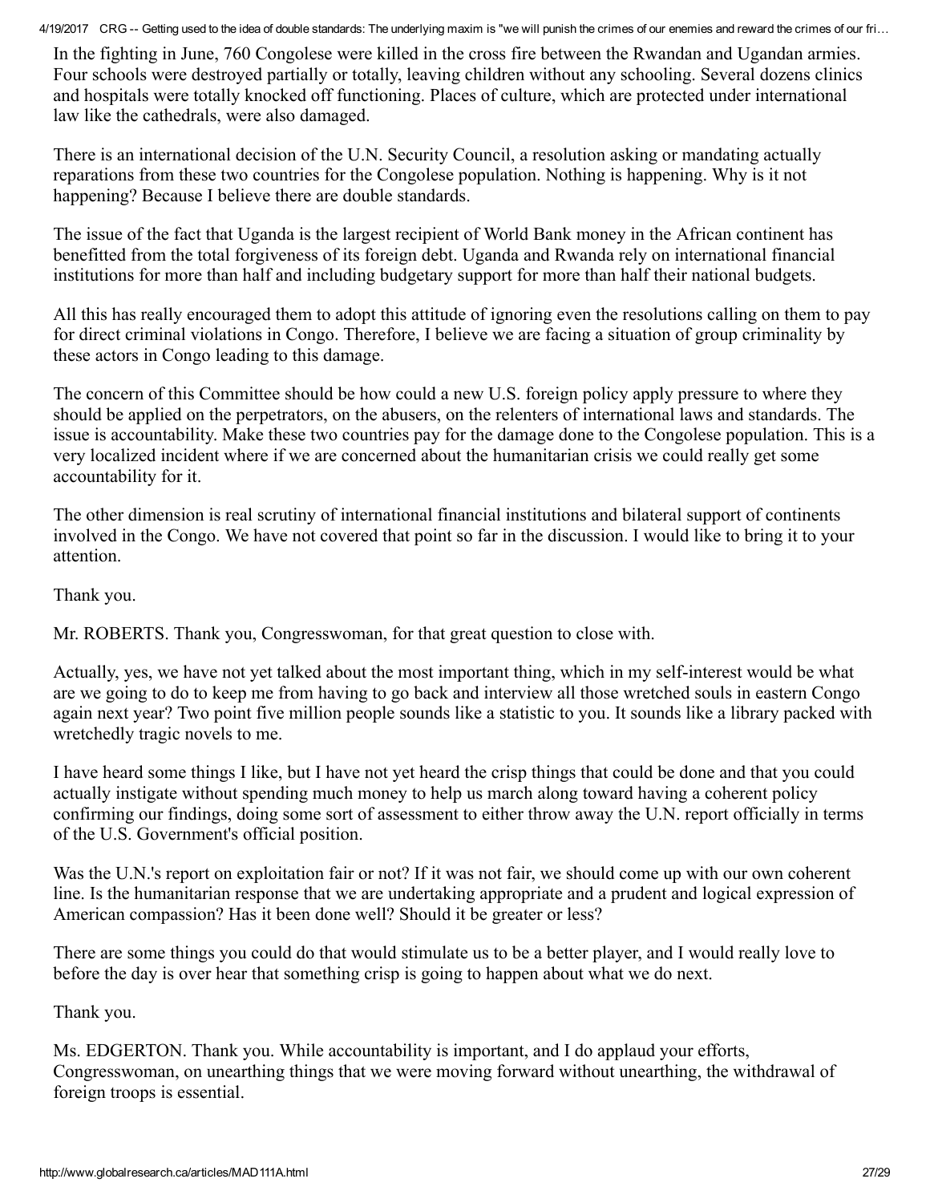In the fighting in June, 760 Congolese were killed in the cross fire between the Rwandan and Ugandan armies. Four schools were destroyed partially or totally, leaving children without any schooling. Several dozens clinics and hospitals were totally knocked off functioning. Places of culture, which are protected under international law like the cathedrals, were also damaged.

There is an international decision of the U.N. Security Council, a resolution asking or mandating actually reparations from these two countries for the Congolese population. Nothing is happening. Why is it not happening? Because I believe there are double standards.

The issue of the fact that Uganda is the largest recipient of World Bank money in the African continent has benefitted from the total forgiveness of its foreign debt. Uganda and Rwanda rely on international financial institutions for more than half and including budgetary support for more than half their national budgets.

All this has really encouraged them to adopt this attitude of ignoring even the resolutions calling on them to pay for direct criminal violations in Congo. Therefore, I believe we are facing a situation of group criminality by these actors in Congo leading to this damage.

The concern of this Committee should be how could a new U.S. foreign policy apply pressure to where they should be applied on the perpetrators, on the abusers, on the relenters of international laws and standards. The issue is accountability. Make these two countries pay for the damage done to the Congolese population. This is a very localized incident where if we are concerned about the humanitarian crisis we could really get some accountability for it.

The other dimension is real scrutiny of international financial institutions and bilateral support of continents involved in the Congo. We have not covered that point so far in the discussion. I would like to bring it to your attention.

Thank you.

Mr. ROBERTS. Thank you, Congresswoman, for that great question to close with.

Actually, yes, we have not yet talked about the most important thing, which in my self-interest would be what are we going to do to keep me from having to go back and interview all those wretched souls in eastern Congo again next year? Two point five million people sounds like a statistic to you. It sounds like a library packed with wretchedly tragic novels to me.

I have heard some things I like, but I have not yet heard the crisp things that could be done and that you could actually instigate without spending much money to help us march along toward having a coherent policy confirming our findings, doing some sort of assessment to either throw away the U.N. report officially in terms of the U.S. Government's official position.

Was the U.N.'s report on exploitation fair or not? If it was not fair, we should come up with our own coherent line. Is the humanitarian response that we are undertaking appropriate and a prudent and logical expression of American compassion? Has it been done well? Should it be greater or less?

There are some things you could do that would stimulate us to be a better player, and I would really love to before the day is over hear that something crisp is going to happen about what we do next.

Thank you.

Ms. EDGERTON. Thank you. While accountability is important, and I do applaud your efforts, Congresswoman, on unearthing things that we were moving forward without unearthing, the withdrawal of foreign troops is essential.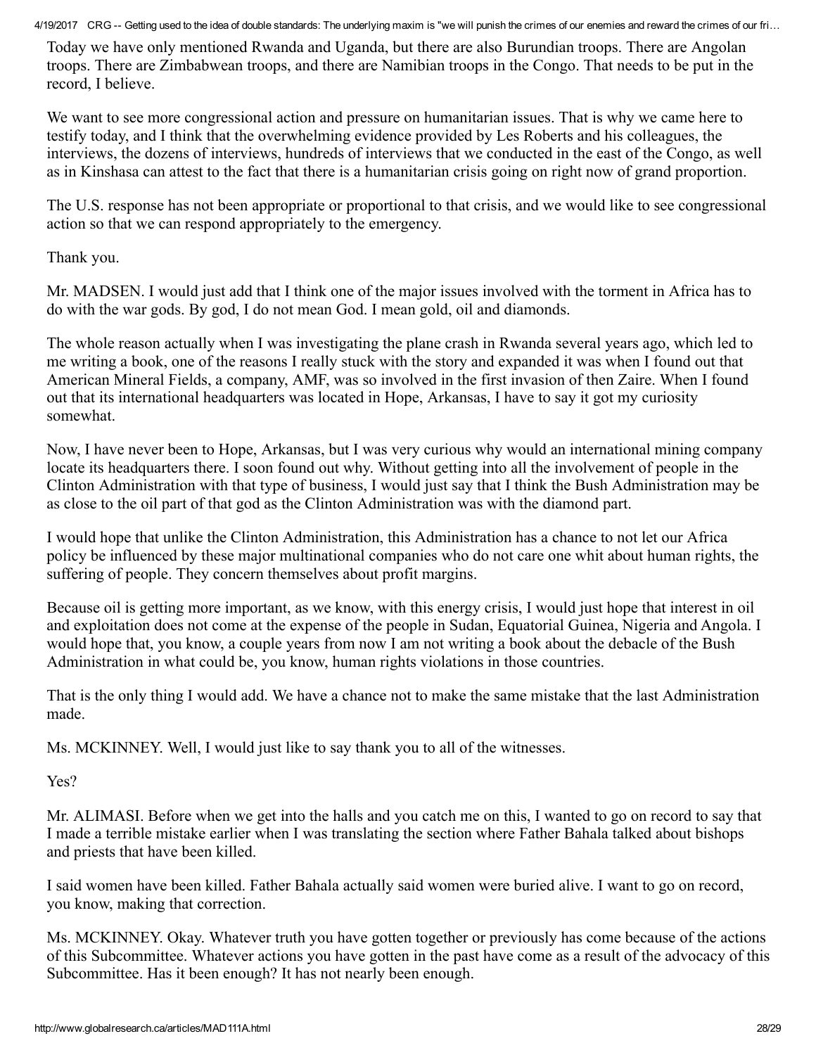Today we have only mentioned Rwanda and Uganda, but there are also Burundian troops. There are Angolan troops. There are Zimbabwean troops, and there are Namibian troops in the Congo. That needs to be put in the record, I believe.

We want to see more congressional action and pressure on humanitarian issues. That is why we came here to testify today, and I think that the overwhelming evidence provided by Les Roberts and his colleagues, the interviews, the dozens of interviews, hundreds of interviews that we conducted in the east of the Congo, as well as in Kinshasa can attest to the fact that there is a humanitarian crisis going on right now of grand proportion.

The U.S. response has not been appropriate or proportional to that crisis, and we would like to see congressional action so that we can respond appropriately to the emergency.

Thank you.

Mr. MADSEN. I would just add that I think one of the major issues involved with the torment in Africa has to do with the war gods. By god, I do not mean God. I mean gold, oil and diamonds.

The whole reason actually when I was investigating the plane crash in Rwanda several years ago, which led to me writing a book, one of the reasons I really stuck with the story and expanded it was when I found out that American Mineral Fields, a company, AMF, was so involved in the first invasion of then Zaire. When I found out that its international headquarters was located in Hope, Arkansas, I have to say it got my curiosity somewhat.

Now, I have never been to Hope, Arkansas, but I was very curious why would an international mining company locate its headquarters there. I soon found out why. Without getting into all the involvement of people in the Clinton Administration with that type of business, I would just say that I think the Bush Administration may be as close to the oil part of that god as the Clinton Administration was with the diamond part.

I would hope that unlike the Clinton Administration, this Administration has a chance to not let our Africa policy be influenced by these major multinational companies who do not care one whit about human rights, the suffering of people. They concern themselves about profit margins.

Because oil is getting more important, as we know, with this energy crisis, I would just hope that interest in oil and exploitation does not come at the expense of the people in Sudan, Equatorial Guinea, Nigeria and Angola. I would hope that, you know, a couple years from now I am not writing a book about the debacle of the Bush Administration in what could be, you know, human rights violations in those countries.

That is the only thing I would add. We have a chance not to make the same mistake that the last Administration made.

Ms. MCKINNEY. Well, I would just like to say thank you to all of the witnesses.

Yes?

Mr. ALIMASI. Before when we get into the halls and you catch me on this, I wanted to go on record to say that I made a terrible mistake earlier when I was translating the section where Father Bahala talked about bishops and priests that have been killed.

I said women have been killed. Father Bahala actually said women were buried alive. I want to go on record, you know, making that correction.

Ms. MCKINNEY. Okay. Whatever truth you have gotten together or previously has come because of the actions of this Subcommittee. Whatever actions you have gotten in the past have come as a result of the advocacy of this Subcommittee. Has it been enough? It has not nearly been enough.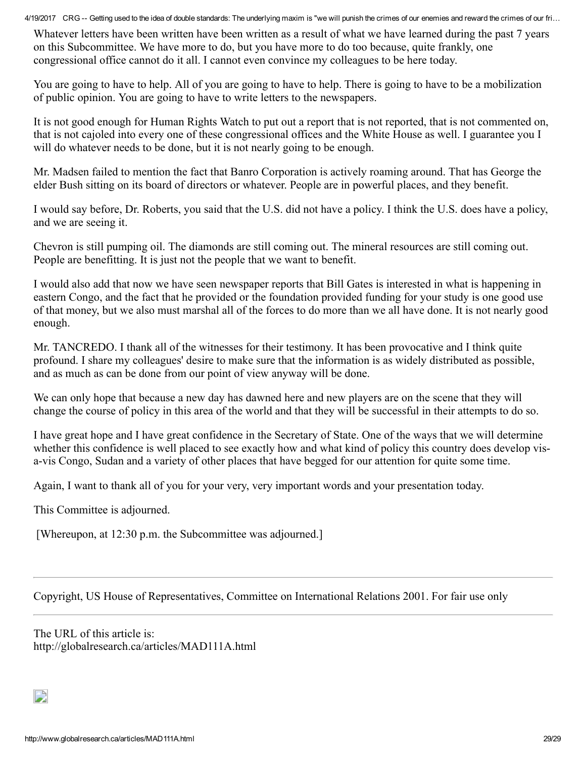Whatever letters have been written have been written as a result of what we have learned during the past 7 years on this Subcommittee. We have more to do, but you have more to do too because, quite frankly, one congressional office cannot do it all. I cannot even convince my colleagues to be here today.

You are going to have to help. All of you are going to have to help. There is going to have to be a mobilization of public opinion. You are going to have to write letters to the newspapers.

It is not good enough for Human Rights Watch to put out a report that is not reported, that is not commented on, that is not cajoled into every one of these congressional offices and the White House as well. I guarantee you I will do whatever needs to be done, but it is not nearly going to be enough.

Mr. Madsen failed to mention the fact that Banro Corporation is actively roaming around. That has George the elder Bush sitting on its board of directors or whatever. People are in powerful places, and they benefit.

I would say before, Dr. Roberts, you said that the U.S. did not have a policy. I think the U.S. does have a policy, and we are seeing it.

Chevron is still pumping oil. The diamonds are still coming out. The mineral resources are still coming out. People are benefitting. It is just not the people that we want to benefit.

I would also add that now we have seen newspaper reports that Bill Gates is interested in what is happening in eastern Congo, and the fact that he provided or the foundation provided funding for your study is one good use of that money, but we also must marshal all of the forces to do more than we all have done. It is not nearly good enough.

Mr. TANCREDO. I thank all of the witnesses for their testimony. It has been provocative and I think quite profound. I share my colleagues' desire to make sure that the information is as widely distributed as possible, and as much as can be done from our point of view anyway will be done.

We can only hope that because a new day has dawned here and new players are on the scene that they will change the course of policy in this area of the world and that they will be successful in their attempts to do so.

I have great hope and I have great confidence in the Secretary of State. One of the ways that we will determine whether this confidence is well placed to see exactly how and what kind of policy this country does develop vis-a-vis Congo, Sudan and a variety of other places that have begged for our attention for quite some time.

Again, I want to thank all of you for your very, very important words and your presentation today.

This Committee is adjourned.

[Whereupon, at 12:30 p.m. the Subcommittee was adjourned.]

---

Copyright, US House of Representatives, Committee on International Relations 2001. For fair use only

---

The URL of this article is:
http://globalresearch.ca/articles/MAD111A.html